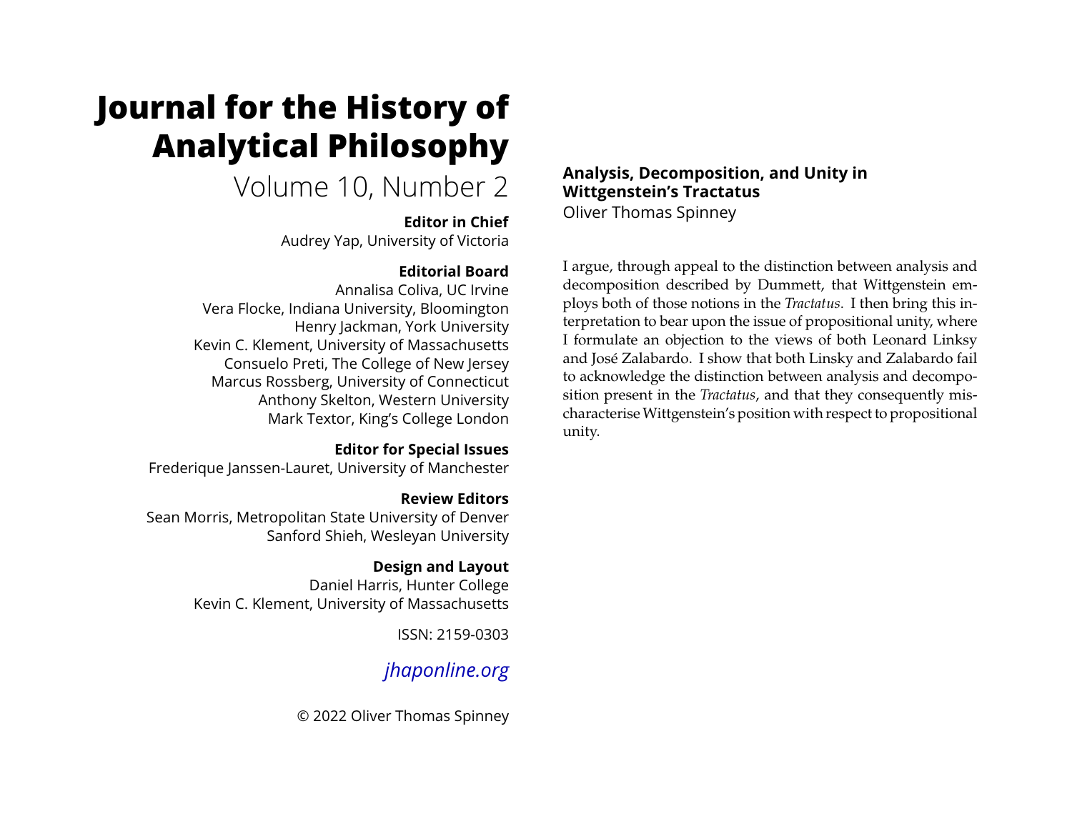# Journal for the History of Analytical Philosophy

Volume 10, Number 2

**Editor in Chief**
Audrey Yap, University of Victoria

**Editorial Board**
Annalisa Coliva, UC Irvine
Vera Flocke, Indiana University, Bloomington
Henry Jackman, York University
Kevin C. Klement, University of Massachusetts
Consuelo Preti, The College of New Jersey
Marcus Rossberg, University of Connecticut
Anthony Skelton, Western University
Mark Textor, King's College London

**Editor for Special Issues**
Frederique Janssen-Lauret, University of Manchester

**Review Editors**
Sean Morris, Metropolitan State University of Denver
Sanford Shieh, Wesleyan University

**Design and Layout**
Daniel Harris, Hunter College
Kevin C. Klement, University of Massachusetts

ISSN: 2159-0303

*jhaponline.org*

© 2022 Oliver Thomas Spinney

## Analysis, Decomposition, and Unity in Wittgenstein's Tractatus

Oliver Thomas Spinney

I argue, through appeal to the distinction between analysis and decomposition described by Dummett, that Wittgenstein employs both of those notions in the *Tractatus*. I then bring this interpretation to bear upon the issue of propositional unity, where I formulate an objection to the views of both Leonard Linksy and José Zalabardo. I show that both Linsky and Zalabardo fail to acknowledge the distinction between analysis and decomposition present in the *Tractatus*, and that they consequently mischaracterise Wittgenstein's position with respect to propositional unity.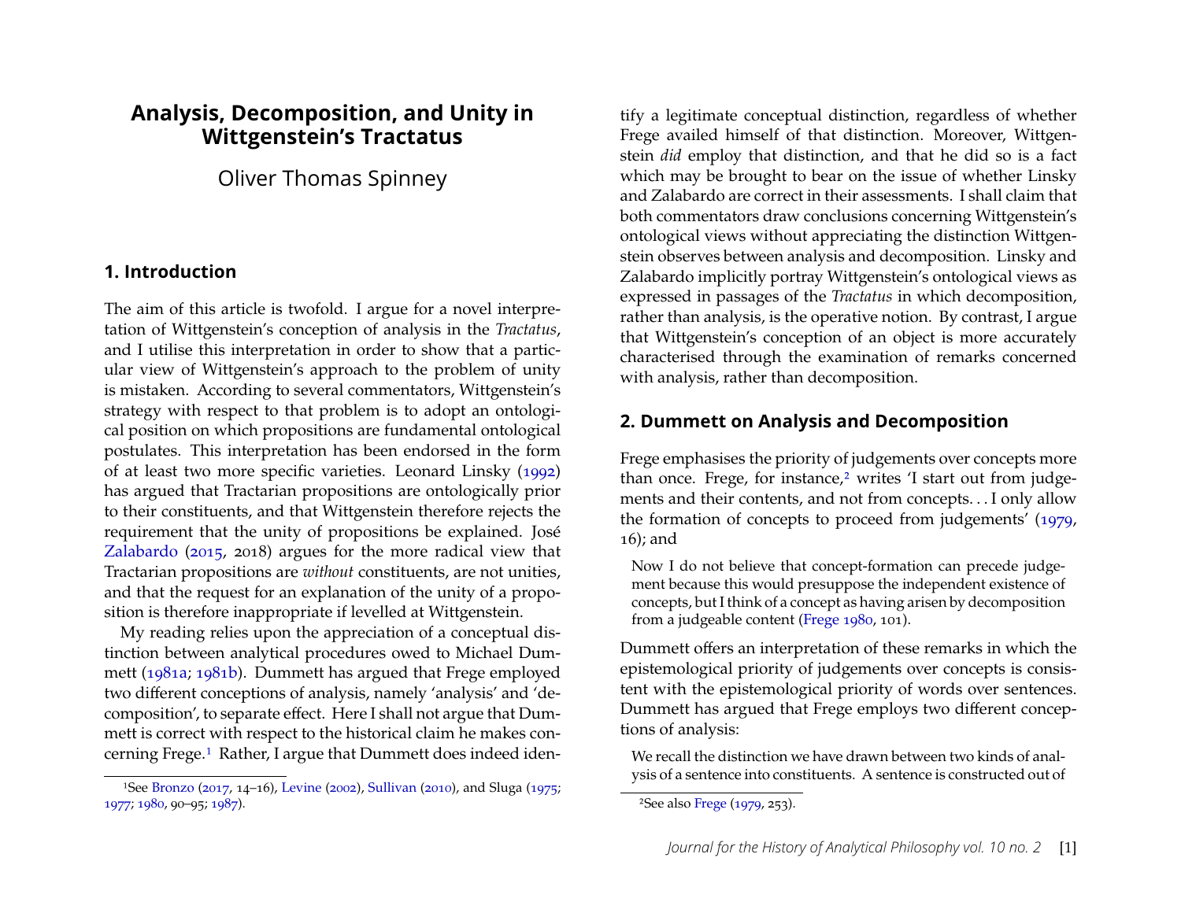# Analysis, Decomposition, and Unity in Wittgenstein's Tractatus

Oliver Thomas Spinney

## 1. Introduction

The aim of this article is twofold. I argue for a novel interpretation of Wittgenstein's conception of analysis in the *Tractatus*, and I utilise this interpretation in order to show that a particular view of Wittgenstein's approach to the problem of unity is mistaken. According to several commentators, Wittgenstein's strategy with respect to that problem is to adopt an ontological position on which propositions are fundamental ontological postulates. This interpretation has been endorsed in the form of at least two more specific varieties. Leonard Linsky (1992) has argued that Tractarian propositions are ontologically prior to their constituents, and that Wittgenstein therefore rejects the requirement that the unity of propositions be explained. José Zalabardo (2015, 2018) argues for the more radical view that Tractarian propositions are *without* constituents, are not unities, and that the request for an explanation of the unity of a proposition is therefore inappropriate if levelled at Wittgenstein.

My reading relies upon the appreciation of a conceptual distinction between analytical procedures owed to Michael Dummett (1981a; 1981b). Dummett has argued that Frege employed two different conceptions of analysis, namely 'analysis' and 'decomposition', to separate effect. Here I shall not argue that Dummett is correct with respect to the historical claim he makes concerning Frege.[1] Rather, I argue that Dummett does indeed identify a legitimate conceptual distinction, regardless of whether Frege availed himself of that distinction. Moreover, Wittgenstein *did* employ that distinction, and that he did so is a fact which may be brought to bear on the issue of whether Linsky and Zalabardo are correct in their assessments. I shall claim that both commentators draw conclusions concerning Wittgenstein's ontological views without appreciating the distinction Wittgenstein observes between analysis and decomposition. Linsky and Zalabardo implicitly portray Wittgenstein's ontological views as expressed in passages of the *Tractatus* in which decomposition, rather than analysis, is the operative notion. By contrast, I argue that Wittgenstein's conception of an object is more accurately characterised through the examination of remarks concerned with analysis, rather than decomposition.

## 2. Dummett on Analysis and Decomposition

Frege emphasises the priority of judgements over concepts more than once. Frege, for instance,[2] writes 'I start out from judgements and their contents, and not from concepts. . . I only allow the formation of concepts to proceed from judgements' (1979, 16); and

> Now I do not believe that concept-formation can precede judgement because this would presuppose the independent existence of concepts, but I think of a concept as having arisen by decomposition from a judgeable content (Frege 1980, 101).

Dummett offers an interpretation of these remarks in which the epistemological priority of judgements over concepts is consistent with the epistemological priority of words over sentences. Dummett has argued that Frege employs two different conceptions of analysis:

> We recall the distinction we have drawn between two kinds of analysis of a sentence into constituents. A sentence is constructed out of

[1] See Bronzo (2017, 14–16), Levine (2002), Sullivan (2010), and Sluga (1975; 1977; 1980, 90–95; 1987).

[2] See also Frege (1979, 253).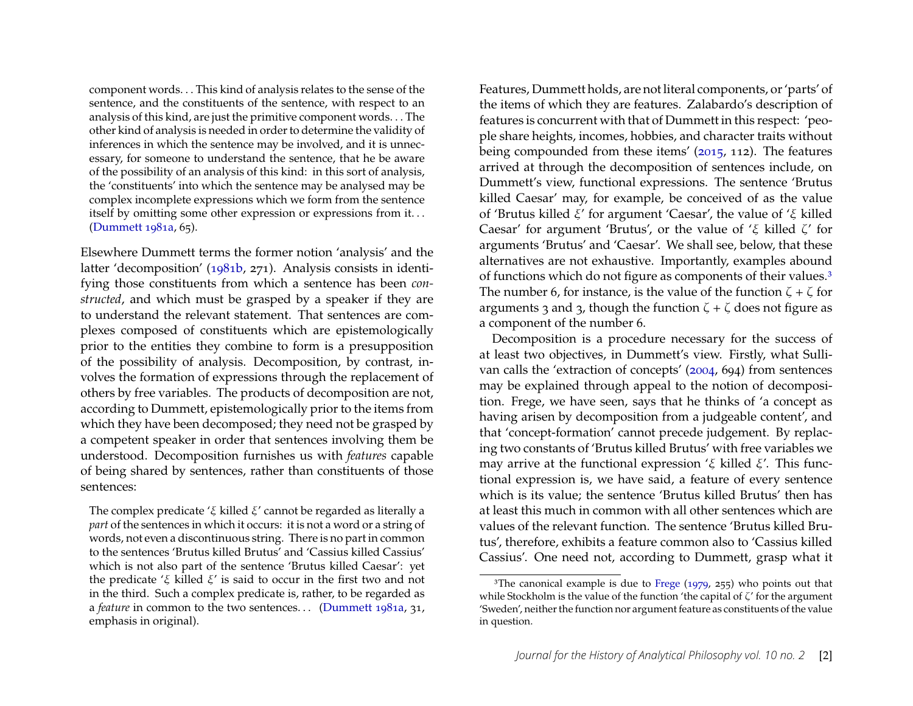> component words. . . This kind of analysis relates to the sense of the sentence, and the constituents of the sentence, with respect to an analysis of this kind, are just the primitive component words. . . The other kind of analysis is needed in order to determine the validity of inferences in which the sentence may be involved, and it is unnecessary, for someone to understand the sentence, that he be aware of the possibility of an analysis of this kind: in this sort of analysis, the 'constituents' into which the sentence may be analysed may be complex incomplete expressions which we form from the sentence itself by omitting some other expression or expressions from it. . . (Dummett 1981a, 65).

Elsewhere Dummett terms the former notion 'analysis' and the latter 'decomposition' (1981b, 271). Analysis consists in identifying those constituents from which a sentence has been *constructed*, and which must be grasped by a speaker if they are to understand the relevant statement. That sentences are complexes composed of constituents which are epistemologically prior to the entities they combine to form is a presupposition of the possibility of analysis. Decomposition, by contrast, involves the formation of expressions through the replacement of others by free variables. The products of decomposition are not, according to Dummett, epistemologically prior to the items from which they have been decomposed; they need not be grasped by a competent speaker in order that sentences involving them be understood. Decomposition furnishes us with *features* capable of being shared by sentences, rather than constituents of those sentences:

> The complex predicate '$\xi$ killed $\xi$' cannot be regarded as literally a *part* of the sentences in which it occurs: it is not a word or a string of words, not even a discontinuous string. There is no part in common to the sentences 'Brutus killed Brutus' and 'Cassius killed Cassius' which is not also part of the sentence 'Brutus killed Caesar': yet the predicate '$\xi$ killed $\xi$' is said to occur in the first two and not in the third. Such a complex predicate is, rather, to be regarded as a *feature* in common to the two sentences. . . (Dummett 1981a, 31, emphasis in original).

Features, Dummett holds, are not literal components, or 'parts' of the items of which they are features. Zalabardo's description of features is concurrent with that of Dummett in this respect: 'people share heights, incomes, hobbies, and character traits without being compounded from these items' (2015, 112). The features arrived at through the decomposition of sentences include, on Dummett's view, functional expressions. The sentence 'Brutus killed Caesar' may, for example, be conceived of as the value of 'Brutus killed $\xi$' for argument 'Caesar', the value of '$\xi$ killed Caesar' for argument 'Brutus', or the value of '$\xi$ killed $\zeta$' for arguments 'Brutus' and 'Caesar'. We shall see, below, that these alternatives are not exhaustive. Importantly, examples abound of functions which do not figure as components of their values.[3] The number 6, for instance, is the value of the function $\zeta + \zeta$ for arguments 3 and 3, though the function $\zeta + \zeta$ does not figure as a component of the number 6.

Decomposition is a procedure necessary for the success of at least two objectives, in Dummett's view. Firstly, what Sullivan calls the 'extraction of concepts' (2004, 694) from sentences may be explained through appeal to the notion of decomposition. Frege, we have seen, says that he thinks of 'a concept as having arisen by decomposition from a judgeable content', and that 'concept-formation' cannot precede judgement. By replacing two constants of 'Brutus killed Brutus' with free variables we may arrive at the functional expression '$\xi$ killed $\xi$'. This functional expression is, we have said, a feature of every sentence which is its value; the sentence 'Brutus killed Brutus' then has at least this much in common with all other sentences which are values of the relevant function. The sentence 'Brutus killed Brutus', therefore, exhibits a feature common also to 'Cassius killed Cassius'. One need not, according to Dummett, grasp what it

[3] The canonical example is due to Frege (1979, 255) who points out that while Stockholm is the value of the function 'the capital of $\zeta$' for the argument 'Sweden', neither the function nor argument feature as constituents of the value in question.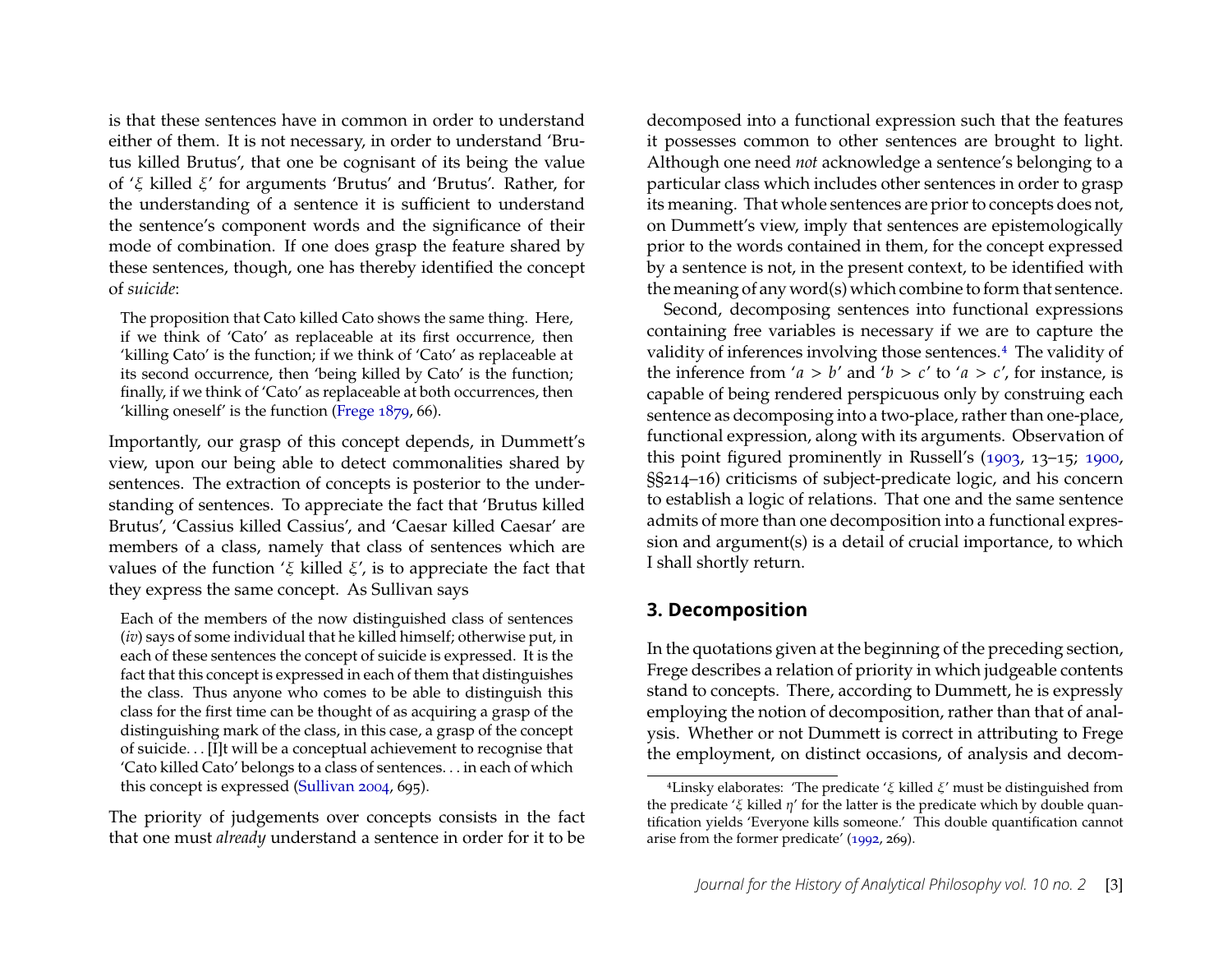is that these sentences have in common in order to understand either of them. It is not necessary, in order to understand 'Brutus killed Brutus', that one be cognisant of its being the value of '$\xi$ killed $\xi$' for arguments 'Brutus' and 'Brutus'. Rather, for the understanding of a sentence it is sufficient to understand the sentence's component words and the significance of their mode of combination. If one does grasp the feature shared by these sentences, though, one has thereby identified the concept of *suicide*:

> The proposition that Cato killed Cato shows the same thing. Here, if we think of 'Cato' as replaceable at its first occurrence, then 'killing Cato' is the function; if we think of 'Cato' as replaceable at its second occurrence, then 'being killed by Cato' is the function; finally, if we think of 'Cato' as replaceable at both occurrences, then 'killing oneself' is the function (Frege 1879, 66).

Importantly, our grasp of this concept depends, in Dummett's view, upon our being able to detect commonalities shared by sentences. The extraction of concepts is posterior to the understanding of sentences. To appreciate the fact that 'Brutus killed Brutus', 'Cassius killed Cassius', and 'Caesar killed Caesar' are members of a class, namely that class of sentences which are values of the function '$\xi$ killed $\xi$', is to appreciate the fact that they express the same concept. As Sullivan says

> Each of the members of the now distinguished class of sentences (*iv*) says of some individual that he killed himself; otherwise put, in each of these sentences the concept of suicide is expressed. It is the fact that this concept is expressed in each of them that distinguishes the class. Thus anyone who comes to be able to distinguish this class for the first time can be thought of as acquiring a grasp of the distinguishing mark of the class, in this case, a grasp of the concept of suicide. . . [I]t will be a conceptual achievement to recognise that 'Cato killed Cato' belongs to a class of sentences. . . in each of which this concept is expressed (Sullivan 2004, 695).

The priority of judgements over concepts consists in the fact that one must *already* understand a sentence in order for it to be decomposed into a functional expression such that the features it possesses common to other sentences are brought to light. Although one need *not* acknowledge a sentence's belonging to a particular class which includes other sentences in order to grasp its meaning. That whole sentences are prior to concepts does not, on Dummett's view, imply that sentences are epistemologically prior to the words contained in them, for the concept expressed by a sentence is not, in the present context, to be identified with the meaning of any word(s) which combine to form that sentence.

Second, decomposing sentences into functional expressions containing free variables is necessary if we are to capture the validity of inferences involving those sentences.[4] The validity of the inference from '$a > b$' and '$b > c$' to '$a > c$', for instance, is capable of being rendered perspicuous only by construing each sentence as decomposing into a two-place, rather than one-place, functional expression, along with its arguments. Observation of this point figured prominently in Russell's (1903, 13–15; 1900, §§214–16) criticisms of subject-predicate logic, and his concern to establish a logic of relations. That one and the same sentence admits of more than one decomposition into a functional expression and argument(s) is a detail of crucial importance, to which I shall shortly return.

## 3. Decomposition

In the quotations given at the beginning of the preceding section, Frege describes a relation of priority in which judgeable contents stand to concepts. There, according to Dummett, he is expressly employing the notion of decomposition, rather than that of analysis. Whether or not Dummett is correct in attributing to Frege the employment, on distinct occasions, of analysis and decom-

[4] Linsky elaborates: 'The predicate '$\xi$ killed $\xi$' must be distinguished from the predicate '$\xi$ killed $\eta$' for the latter is the predicate which by double quantification yields 'Everyone kills someone.' This double quantification cannot arise from the former predicate' (1992, 269).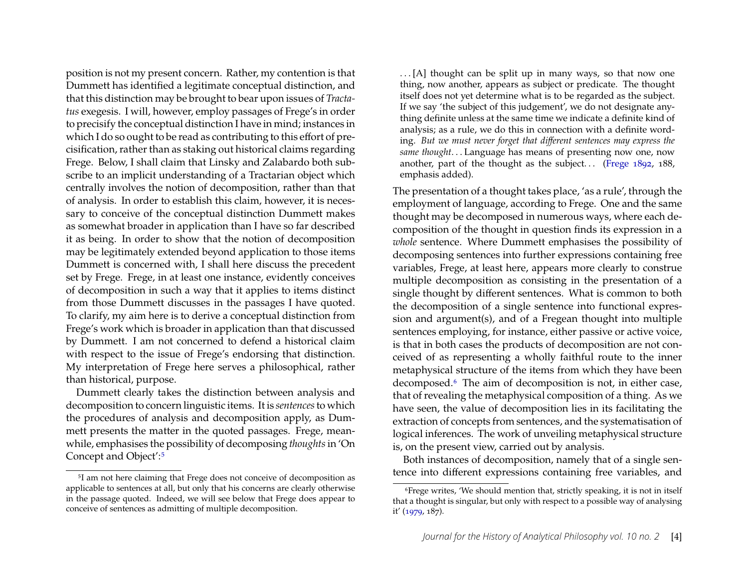position is not my present concern. Rather, my contention is that Dummett has identified a legitimate conceptual distinction, and that this distinction may be brought to bear upon issues of *Tractatus* exegesis. I will, however, employ passages of Frege's in order to precisify the conceptual distinction I have in mind; instances in which I do so ought to be read as contributing to this effort of precisification, rather than as staking out historical claims regarding Frege. Below, I shall claim that Linsky and Zalabardo both subscribe to an implicit understanding of a Tractarian object which centrally involves the notion of decomposition, rather than that of analysis. In order to establish this claim, however, it is necessary to conceive of the conceptual distinction Dummett makes as somewhat broader in application than I have so far described it as being. In order to show that the notion of decomposition may be legitimately extended beyond application to those items Dummett is concerned with, I shall here discuss the precedent set by Frege. Frege, in at least one instance, evidently conceives of decomposition in such a way that it applies to items distinct from those Dummett discusses in the passages I have quoted. To clarify, my aim here is to derive a conceptual distinction from Frege's work which is broader in application than that discussed by Dummett. I am not concerned to defend a historical claim with respect to the issue of Frege's endorsing that distinction. My interpretation of Frege here serves a philosophical, rather than historical, purpose.

Dummett clearly takes the distinction between analysis and decomposition to concern linguistic items. It is *sentences* to which the procedures of analysis and decomposition apply, as Dummett presents the matter in the quoted passages. Frege, meanwhile, emphasises the possibility of decomposing *thoughts* in 'On Concept and Object':[5]

> . . . [A] thought can be split up in many ways, so that now one thing, now another, appears as subject or predicate. The thought itself does not yet determine what is to be regarded as the subject. If we say 'the subject of this judgement', we do not designate anything definite unless at the same time we indicate a definite kind of analysis; as a rule, we do this in connection with a definite wording. *But we must never forget that different sentences may express the same thought*. . . Language has means of presenting now one, now another, part of the thought as the subject. . . (Frege 1892, 188, emphasis added).

The presentation of a thought takes place, 'as a rule', through the employment of language, according to Frege. One and the same thought may be decomposed in numerous ways, where each decomposition of the thought in question finds its expression in a *whole* sentence. Where Dummett emphasises the possibility of decomposing sentences into further expressions containing free variables, Frege, at least here, appears more clearly to construe multiple decomposition as consisting in the presentation of a single thought by different sentences. What is common to both the decomposition of a single sentence into functional expression and argument(s), and of a Fregean thought into multiple sentences employing, for instance, either passive or active voice, is that in both cases the products of decomposition are not conceived of as representing a wholly faithful route to the inner metaphysical structure of the items from which they have been decomposed.[6] The aim of decomposition is not, in either case, that of revealing the metaphysical composition of a thing. As we have seen, the value of decomposition lies in its facilitating the extraction of concepts from sentences, and the systematisation of logical inferences. The work of unveiling metaphysical structure is, on the present view, carried out by analysis.

Both instances of decomposition, namely that of a single sentence into different expressions containing free variables, and

---

[5] I am not here claiming that Frege does not conceive of decomposition as applicable to sentences at all, but only that his concerns are clearly otherwise in the passage quoted. Indeed, we will see below that Frege does appear to conceive of sentences as admitting of multiple decomposition.

[6] Frege writes, 'We should mention that, strictly speaking, it is not in itself that a thought is singular, but only with respect to a possible way of analysing it' (1979, 187).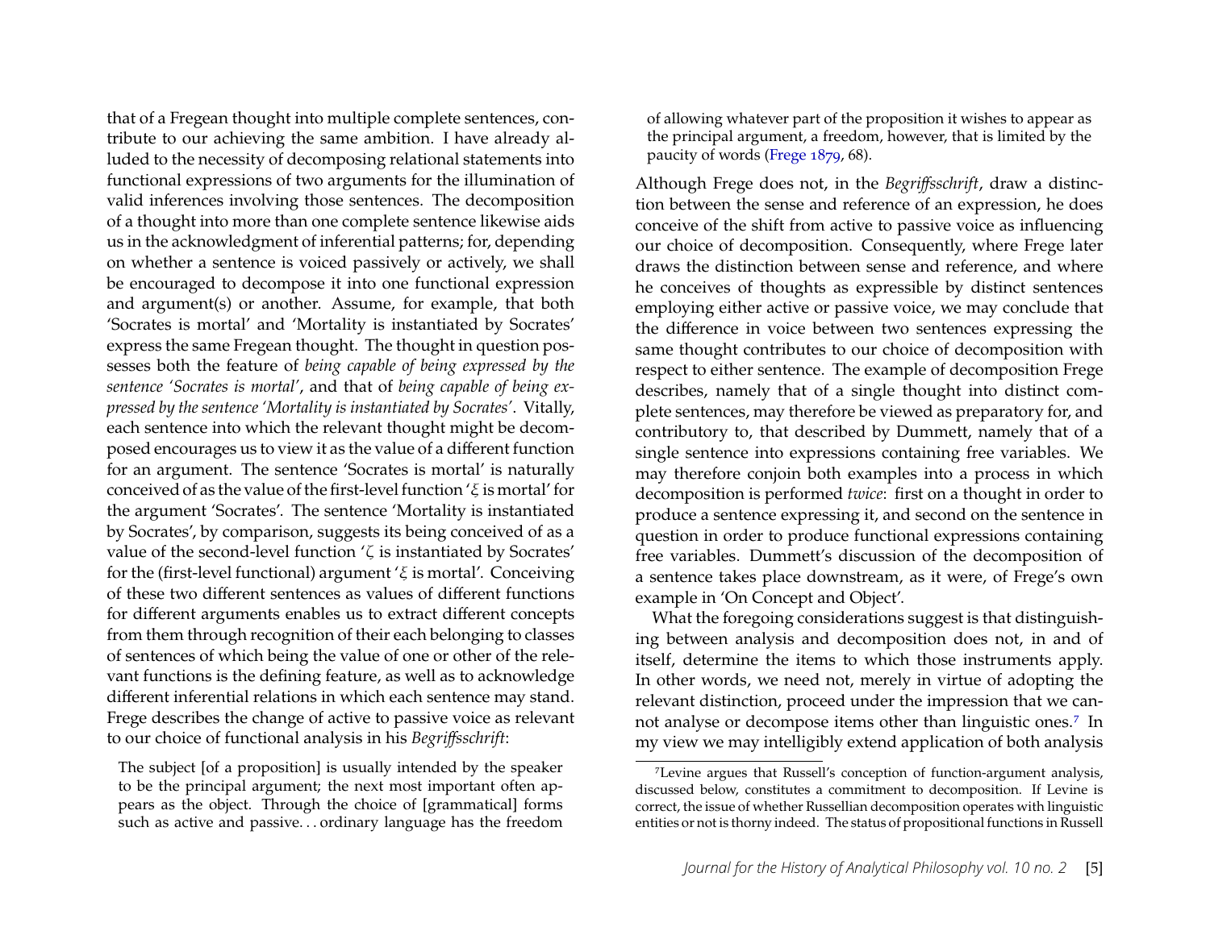that of a Fregean thought into multiple complete sentences, contribute to our achieving the same ambition. I have already alluded to the necessity of decomposing relational statements into functional expressions of two arguments for the illumination of valid inferences involving those sentences. The decomposition of a thought into more than one complete sentence likewise aids us in the acknowledgment of inferential patterns; for, depending on whether a sentence is voiced passively or actively, we shall be encouraged to decompose it into one functional expression and argument(s) or another. Assume, for example, that both 'Socrates is mortal' and 'Mortality is instantiated by Socrates' express the same Fregean thought. The thought in question possesses both the feature of *being capable of being expressed by the sentence 'Socrates is mortal'*, and that of *being capable of being expressed by the sentence 'Mortality is instantiated by Socrates'*. Vitally, each sentence into which the relevant thought might be decomposed encourages us to view it as the value of a different function for an argument. The sentence 'Socrates is mortal' is naturally conceived of as the value of the first-level function '$\xi$ is mortal' for the argument 'Socrates'. The sentence 'Mortality is instantiated by Socrates', by comparison, suggests its being conceived of as a value of the second-level function '$\zeta$ is instantiated by Socrates' for the (first-level functional) argument '$\xi$ is mortal'. Conceiving of these two different sentences as values of different functions for different arguments enables us to extract different concepts from them through recognition of their each belonging to classes of sentences of which being the value of one or other of the relevant functions is the defining feature, as well as to acknowledge different inferential relations in which each sentence may stand. Frege describes the change of active to passive voice as relevant to our choice of functional analysis in his *Begriffsschrift*:

> The subject [of a proposition] is usually intended by the speaker to be the principal argument; the next most important often appears as the object. Through the choice of [grammatical] forms such as active and passive. . . ordinary language has the freedom of allowing whatever part of the proposition it wishes to appear as the principal argument, a freedom, however, that is limited by the paucity of words (Frege 1879, 68).

Although Frege does not, in the *Begriffsschrift*, draw a distinction between the sense and reference of an expression, he does conceive of the shift from active to passive voice as influencing our choice of decomposition. Consequently, where Frege later draws the distinction between sense and reference, and where he conceives of thoughts as expressible by distinct sentences employing either active or passive voice, we may conclude that the difference in voice between two sentences expressing the same thought contributes to our choice of decomposition with respect to either sentence. The example of decomposition Frege describes, namely that of a single thought into distinct complete sentences, may therefore be viewed as preparatory for, and contributory to, that described by Dummett, namely that of a single sentence into expressions containing free variables. We may therefore conjoin both examples into a process in which decomposition is performed *twice*: first on a thought in order to produce a sentence expressing it, and second on the sentence in question in order to produce functional expressions containing free variables. Dummett's discussion of the decomposition of a sentence takes place downstream, as it were, of Frege's own example in 'On Concept and Object'.

What the foregoing considerations suggest is that distinguishing between analysis and decomposition does not, in and of itself, determine the items to which those instruments apply. In other words, we need not, merely in virtue of adopting the relevant distinction, proceed under the impression that we cannot analyse or decompose items other than linguistic ones.[7] In my view we may intelligibly extend application of both analysis

[7] Levine argues that Russell's conception of function-argument analysis, discussed below, constitutes a commitment to decomposition. If Levine is correct, the issue of whether Russellian decomposition operates with linguistic entities or not is thorny indeed. The status of propositional functions in Russell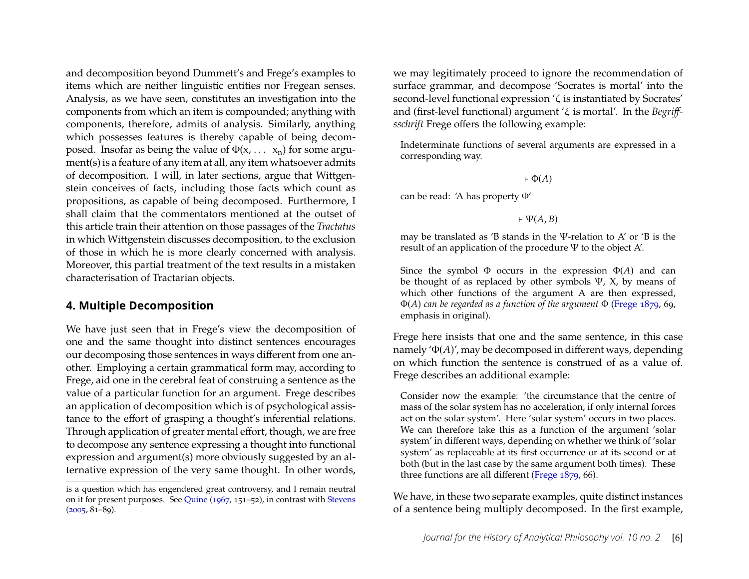and decomposition beyond Dummett's and Frege's examples to items which are neither linguistic entities nor Fregean senses. Analysis, as we have seen, constitutes an investigation into the components from which an item is compounded; anything with components, therefore, admits of analysis. Similarly, anything which possesses features is thereby capable of being decomposed. Insofar as being the value of $\Phi(x, \ldots\ x_n)$ for some argument(s) is a feature of any item at all, any item whatsoever admits of decomposition. I will, in later sections, argue that Wittgenstein conceives of facts, including those facts which count as propositions, as capable of being decomposed. Furthermore, I shall claim that the commentators mentioned at the outset of this article train their attention on those passages of the *Tractatus* in which Wittgenstein discusses decomposition, to the exclusion of those in which he is more clearly concerned with analysis. Moreover, this partial treatment of the text results in a mistaken characterisation of Tractarian objects.

## 4. Multiple Decomposition

We have just seen that in Frege's view the decomposition of one and the same thought into distinct sentences encourages our decomposing those sentences in ways different from one another. Employing a certain grammatical form may, according to Frege, aid one in the cerebral feat of construing a sentence as the value of a particular function for an argument. Frege describes an application of decomposition which is of psychological assistance to the effort of grasping a thought's inferential relations. Through application of greater mental effort, though, we are free to decompose any sentence expressing a thought into functional expression and argument(s) more obviously suggested by an alternative expression of the very same thought. In other words, we may legitimately proceed to ignore the recommendation of surface grammar, and decompose 'Socrates is mortal' into the second-level functional expression '$\zeta$ is instantiated by Socrates' and (first-level functional) argument '$\xi$ is mortal'. In the *Begriffsschrift* Frege offers the following example:

> Indeterminate functions of several arguments are expressed in a corresponding way.
>
> $$\vdash \Phi(A)$$
>
> can be read: 'A has property Φ'
>
> $$\vdash \Psi(A, B)$$
>
> may be translated as 'B stands in the Ψ-relation to A' or 'B is the result of an application of the procedure Ψ to the object A'.
>
> Since the symbol Φ occurs in the expression $\Phi(A)$ and can be thought of as replaced by other symbols Ψ, X, by means of which other functions of the argument A are then expressed, *$\Phi(A)$ can be regarded as a function of the argument Φ* (Frege 1879, 69, emphasis in original).

Frege here insists that one and the same sentence, in this case namely '$\Phi(A)$', may be decomposed in different ways, depending on which function the sentence is construed of as a value of. Frege describes an additional example:

> Consider now the example: 'the circumstance that the centre of mass of the solar system has no acceleration, if only internal forces act on the solar system'. Here 'solar system' occurs in two places. We can therefore take this as a function of the argument 'solar system' in different ways, depending on whether we think of 'solar system' as replaceable at its first occurrence or at its second or at both (but in the last case by the same argument both times). These three functions are all different (Frege 1879, 66).

We have, in these two separate examples, quite distinct instances of a sentence being multiply decomposed. In the first example,

is a question which has engendered great controversy, and I remain neutral on it for present purposes. See Quine (1967, 151–52), in contrast with Stevens (2005, 81–89).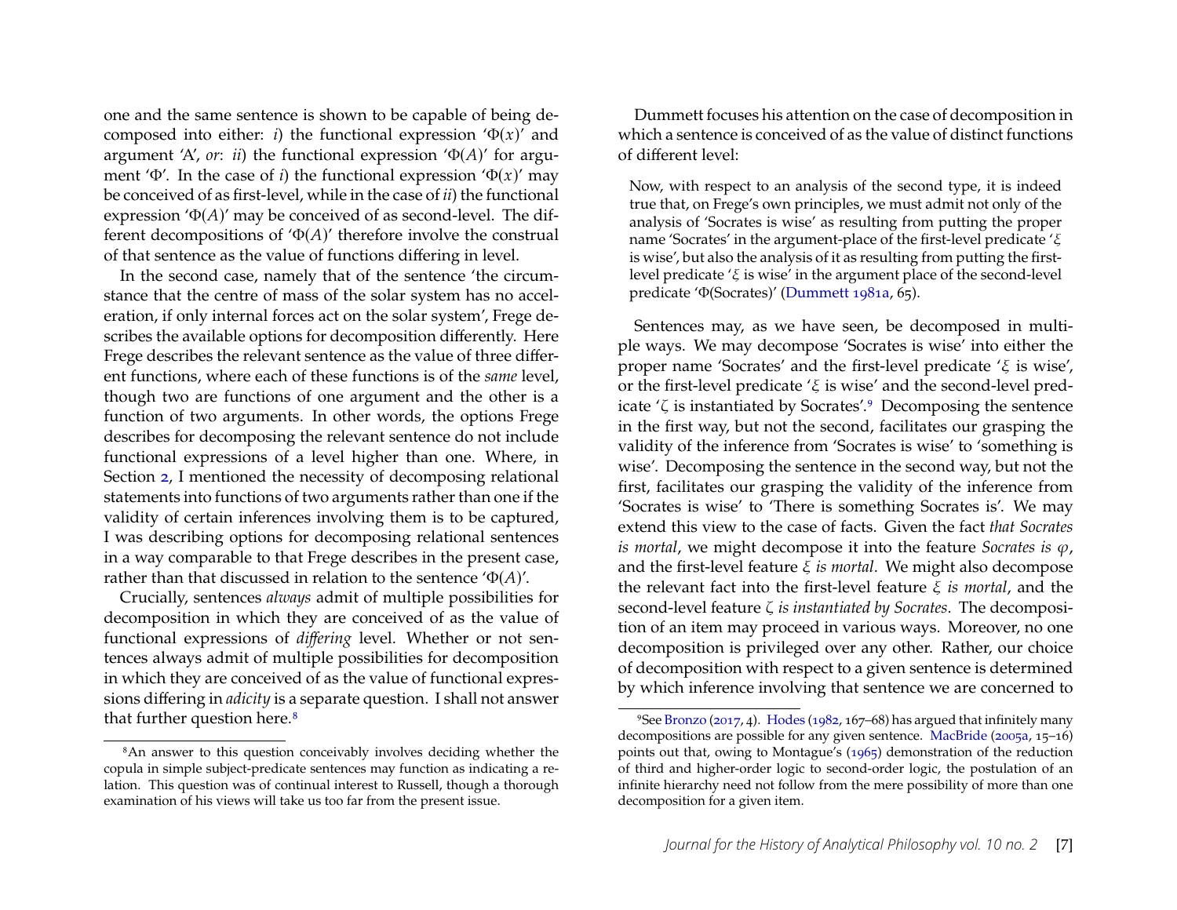one and the same sentence is shown to be capable of being decomposed into either: *i*) the functional expression '$\Phi(x)$' and argument 'A', *or*: *ii*) the functional expression '$\Phi(A)$' for argument '$\Phi$'. In the case of *i*) the functional expression '$\Phi(x)$' may be conceived of as first-level, while in the case of *ii*) the functional expression '$\Phi(A)$' may be conceived of as second-level. The different decompositions of '$\Phi(A)$' therefore involve the construal of that sentence as the value of functions differing in level.

In the second case, namely that of the sentence 'the circumstance that the centre of mass of the solar system has no acceleration, if only internal forces act on the solar system', Frege describes the available options for decomposition differently. Here Frege describes the relevant sentence as the value of three different functions, where each of these functions is of the *same* level, though two are functions of one argument and the other is a function of two arguments. In other words, the options Frege describes for decomposing the relevant sentence do not include functional expressions of a level higher than one. Where, in Section 2, I mentioned the necessity of decomposing relational statements into functions of two arguments rather than one if the validity of certain inferences involving them is to be captured, I was describing options for decomposing relational sentences in a way comparable to that Frege describes in the present case, rather than that discussed in relation to the sentence '$\Phi(A)$'.

Crucially, sentences *always* admit of multiple possibilities for decomposition in which they are conceived of as the value of functional expressions of *differing* level. Whether or not sentences always admit of multiple possibilities for decomposition in which they are conceived of as the value of functional expressions differing in *adicity* is a separate question. I shall not answer that further question here.[8]

[8]An answer to this question conceivably involves deciding whether the copula in simple subject-predicate sentences may function as indicating a relation. This question was of continual interest to Russell, though a thorough examination of his views will take us too far from the present issue.

Dummett focuses his attention on the case of decomposition in which a sentence is conceived of as the value of distinct functions of different level:

> Now, with respect to an analysis of the second type, it is indeed true that, on Frege's own principles, we must admit not only of the analysis of 'Socrates is wise' as resulting from putting the proper name 'Socrates' in the argument-place of the first-level predicate '$\xi$ is wise', but also the analysis of it as resulting from putting the first-level predicate '$\xi$ is wise' in the argument place of the second-level predicate '$\Phi$(Socrates)' (Dummett 1981a, 65).

Sentences may, as we have seen, be decomposed in multiple ways. We may decompose 'Socrates is wise' into either the proper name 'Socrates' and the first-level predicate '$\xi$ is wise', or the first-level predicate '$\xi$ is wise' and the second-level predicate '$\zeta$ is instantiated by Socrates'.[9] Decomposing the sentence in the first way, but not the second, facilitates our grasping the validity of the inference from 'Socrates is wise' to 'something is wise'. Decomposing the sentence in the second way, but not the first, facilitates our grasping the validity of the inference from 'Socrates is wise' to 'There is something Socrates is'. We may extend this view to the case of facts. Given the fact *that Socrates is mortal*, we might decompose it into the feature *Socrates is* $\varphi$, and the first-level feature $\xi$ *is mortal*. We might also decompose the relevant fact into the first-level feature $\xi$ *is mortal*, and the second-level feature $\zeta$ *is instantiated by Socrates*. The decomposition of an item may proceed in various ways. Moreover, no one decomposition is privileged over any other. Rather, our choice of decomposition with respect to a given sentence is determined by which inference involving that sentence we are concerned to

[9]See Bronzo (2017, 4). Hodes (1982, 167–68) has argued that infinitely many decompositions are possible for any given sentence. MacBride (2005a, 15–16) points out that, owing to Montague's (1965) demonstration of the reduction of third and higher-order logic to second-order logic, the postulation of an infinite hierarchy need not follow from the mere possibility of more than one decomposition for a given item.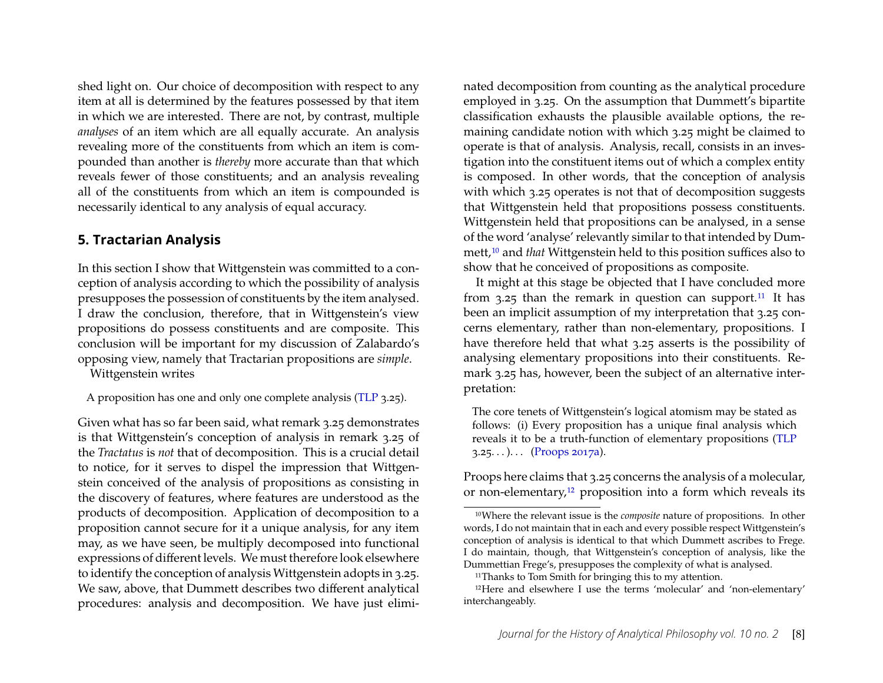shed light on. Our choice of decomposition with respect to any item at all is determined by the features possessed by that item in which we are interested. There are not, by contrast, multiple *analyses* of an item which are all equally accurate. An analysis revealing more of the constituents from which an item is compounded than another is *thereby* more accurate than that which reveals fewer of those constituents; and an analysis revealing all of the constituents from which an item is compounded is necessarily identical to any analysis of equal accuracy.

## 5. Tractarian Analysis

In this section I show that Wittgenstein was committed to a conception of analysis according to which the possibility of analysis presupposes the possession of constituents by the item analysed. I draw the conclusion, therefore, that in Wittgenstein's view propositions do possess constituents and are composite. This conclusion will be important for my discussion of Zalabardo's opposing view, namely that Tractarian propositions are *simple*.

Wittgenstein writes

> A proposition has one and only one complete analysis (TLP 3.25).

Given what has so far been said, what remark 3.25 demonstrates is that Wittgenstein's conception of analysis in remark 3.25 of the *Tractatus* is *not* that of decomposition. This is a crucial detail to notice, for it serves to dispel the impression that Wittgenstein conceived of the analysis of propositions as consisting in the discovery of features, where features are understood as the products of decomposition. Application of decomposition to a proposition cannot secure for it a unique analysis, for any item may, as we have seen, be multiply decomposed into functional expressions of different levels. We must therefore look elsewhere to identify the conception of analysis Wittgenstein adopts in 3.25. We saw, above, that Dummett describes two different analytical procedures: analysis and decomposition. We have just eliminated decomposition from counting as the analytical procedure employed in 3.25. On the assumption that Dummett's bipartite classification exhausts the plausible available options, the remaining candidate notion with which 3.25 might be claimed to operate is that of analysis. Analysis, recall, consists in an investigation into the constituent items out of which a complex entity is composed. In other words, that the conception of analysis with which 3.25 operates is not that of decomposition suggests that Wittgenstein held that propositions possess constituents. Wittgenstein held that propositions can be analysed, in a sense of the word 'analyse' relevantly similar to that intended by Dummett,[10] and *that* Wittgenstein held to this position suffices also to show that he conceived of propositions as composite.

It might at this stage be objected that I have concluded more from 3.25 than the remark in question can support.[11] It has been an implicit assumption of my interpretation that 3.25 concerns elementary, rather than non-elementary, propositions. I have therefore held that what 3.25 asserts is the possibility of analysing elementary propositions into their constituents. Remark 3.25 has, however, been the subject of an alternative interpretation:

> The core tenets of Wittgenstein's logical atomism may be stated as follows: (i) Every proposition has a unique final analysis which reveals it to be a truth-function of elementary propositions (TLP 3.25. . . ). . . (Proops 2017a).

Proops here claims that 3.25 concerns the analysis of a molecular, or non-elementary,[12] proposition into a form which reveals its

[10] Where the relevant issue is the *composite* nature of propositions. In other words, I do not maintain that in each and every possible respect Wittgenstein's conception of analysis is identical to that which Dummett ascribes to Frege. I do maintain, though, that Wittgenstein's conception of analysis, like the Dummettian Frege's, presupposes the complexity of what is analysed.

[11] Thanks to Tom Smith for bringing this to my attention.

[12] Here and elsewhere I use the terms 'molecular' and 'non-elementary' interchangeably.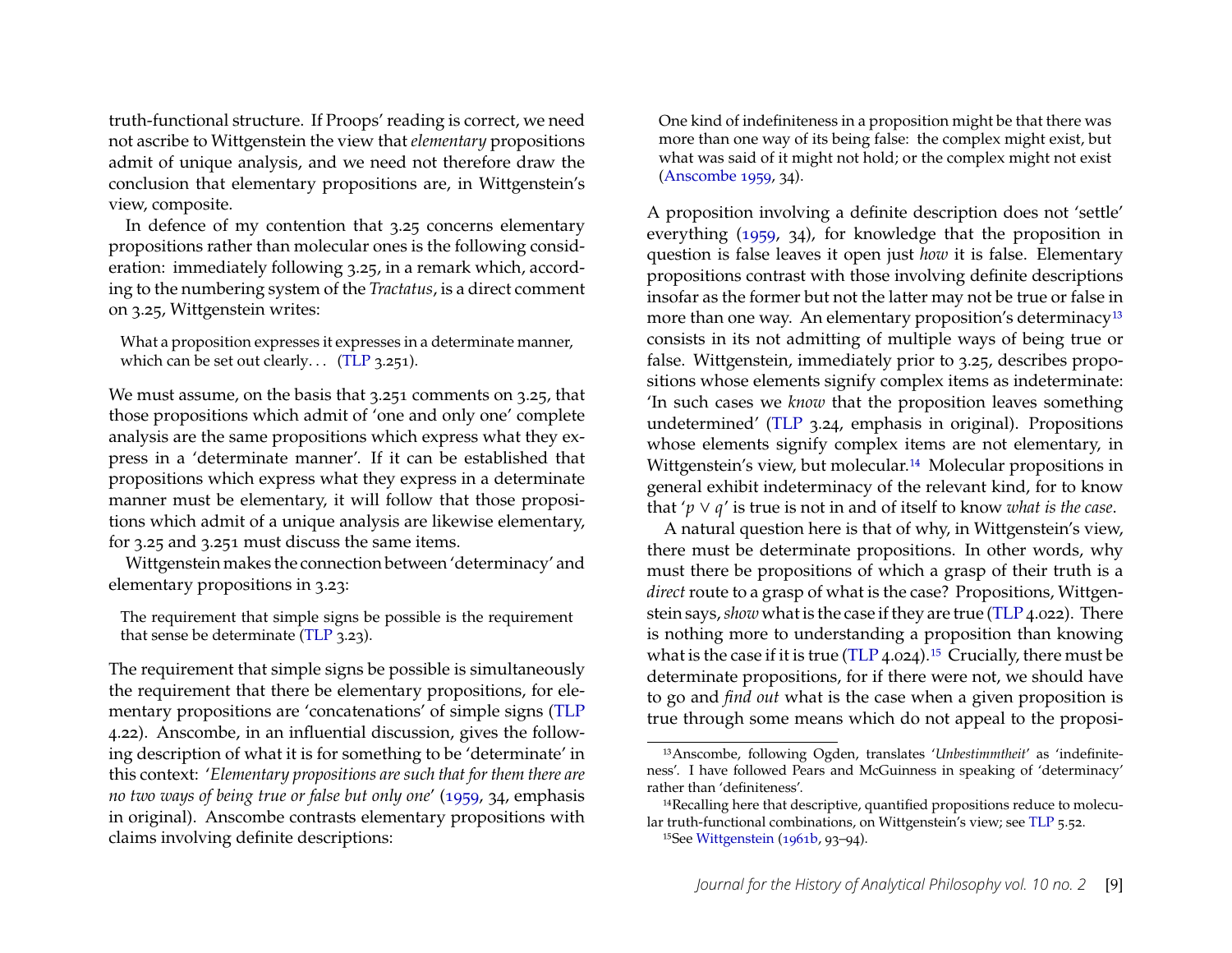truth-functional structure. If Proops' reading is correct, we need not ascribe to Wittgenstein the view that *elementary* propositions admit of unique analysis, and we need not therefore draw the conclusion that elementary propositions are, in Wittgenstein's view, composite.

In defence of my contention that 3.25 concerns elementary propositions rather than molecular ones is the following consideration: immediately following 3.25, in a remark which, according to the numbering system of the *Tractatus*, is a direct comment on 3.25, Wittgenstein writes:

> What a proposition expresses it expresses in a determinate manner, which can be set out clearly. . . (TLP 3.251).

We must assume, on the basis that 3.251 comments on 3.25, that those propositions which admit of 'one and only one' complete analysis are the same propositions which express what they express in a 'determinate manner'. If it can be established that propositions which express what they express in a determinate manner must be elementary, it will follow that those propositions which admit of a unique analysis are likewise elementary, for 3.25 and 3.251 must discuss the same items.

Wittgenstein makes the connection between 'determinacy' and elementary propositions in 3.23:

> The requirement that simple signs be possible is the requirement that sense be determinate (TLP 3.23).

The requirement that simple signs be possible is simultaneously the requirement that there be elementary propositions, for elementary propositions are 'concatenations' of simple signs (TLP 4.22). Anscombe, in an influential discussion, gives the following description of what it is for something to be 'determinate' in this context: '*Elementary propositions are such that for them there are no two ways of being true or false but only one*' (1959, 34, emphasis in original). Anscombe contrasts elementary propositions with claims involving definite descriptions:

> One kind of indefiniteness in a proposition might be that there was more than one way of its being false: the complex might exist, but what was said of it might not hold; or the complex might not exist (Anscombe 1959, 34).

A proposition involving a definite description does not 'settle' everything (1959, 34), for knowledge that the proposition in question is false leaves it open just *how* it is false. Elementary propositions contrast with those involving definite descriptions insofar as the former but not the latter may not be true or false in more than one way. An elementary proposition's determinacy[13] consists in its not admitting of multiple ways of being true or false. Wittgenstein, immediately prior to 3.25, describes propositions whose elements signify complex items as indeterminate: 'In such cases we *know* that the proposition leaves something undetermined' (TLP 3.24, emphasis in original). Propositions whose elements signify complex items are not elementary, in Wittgenstein's view, but molecular.[14] Molecular propositions in general exhibit indeterminacy of the relevant kind, for to know that '$p \vee q$' is true is not in and of itself to know *what is the case*.

A natural question here is that of why, in Wittgenstein's view, there must be determinate propositions. In other words, why must there be propositions of which a grasp of their truth is a *direct* route to a grasp of what is the case? Propositions, Wittgenstein says, *show* what is the case if they are true (TLP 4.022). There is nothing more to understanding a proposition than knowing what is the case if it is true (TLP 4.024).[15] Crucially, there must be determinate propositions, for if there were not, we should have to go and *find out* what is the case when a given proposition is true through some means which do not appeal to the proposi-

---

[13] Anscombe, following Ogden, translates '*Unbestimmtheit*' as 'indefiniteness'. I have followed Pears and McGuinness in speaking of 'determinacy' rather than 'definiteness'.

[14] Recalling here that descriptive, quantified propositions reduce to molecular truth-functional combinations, on Wittgenstein's view; see TLP 5.52.

[15] See Wittgenstein (1961b, 93–94).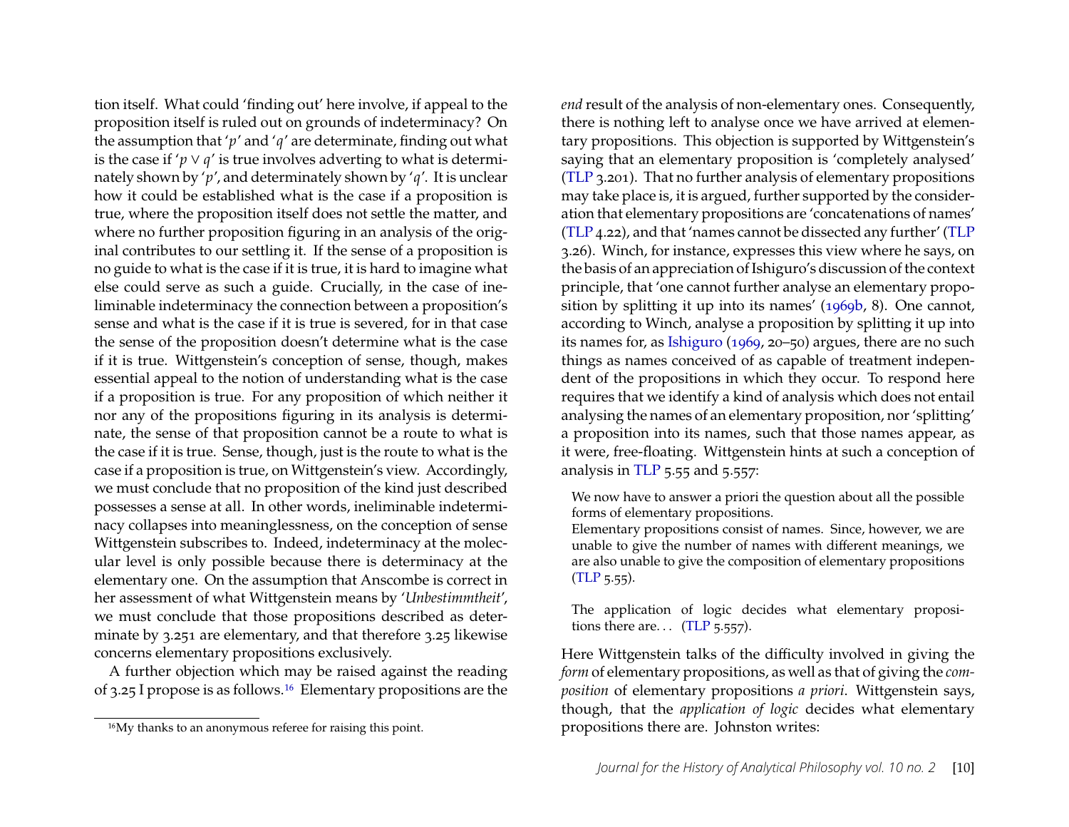tion itself. What could 'finding out' here involve, if appeal to the proposition itself is ruled out on grounds of indeterminacy? On the assumption that '$p$' and '$q$' are determinate, finding out what is the case if '$p \vee q$' is true involves adverting to what is determinately shown by '$p$', and determinately shown by '$q$'. It is unclear how it could be established what is the case if a proposition is true, where the proposition itself does not settle the matter, and where no further proposition figuring in an analysis of the original contributes to our settling it. If the sense of a proposition is no guide to what is the case if it is true, it is hard to imagine what else could serve as such a guide. Crucially, in the case of ineliminable indeterminacy the connection between a proposition's sense and what is the case if it is true is severed, for in that case the sense of the proposition doesn't determine what is the case if it is true. Wittgenstein's conception of sense, though, makes essential appeal to the notion of understanding what is the case if a proposition is true. For any proposition of which neither it nor any of the propositions figuring in its analysis is determinate, the sense of that proposition cannot be a route to what is the case if it is true. Sense, though, just is the route to what is the case if a proposition is true, on Wittgenstein's view. Accordingly, we must conclude that no proposition of the kind just described possesses a sense at all. In other words, ineliminable indeterminacy collapses into meaninglessness, on the conception of sense Wittgenstein subscribes to. Indeed, indeterminacy at the molecular level is only possible because there is determinacy at the elementary one. On the assumption that Anscombe is correct in her assessment of what Wittgenstein means by '*Unbestimmtheit*', we must conclude that those propositions described as determinate by 3.251 are elementary, and that therefore 3.25 likewise concerns elementary propositions exclusively.

A further objection which may be raised against the reading of 3.25 I propose is as follows.[16] Elementary propositions are the *end* result of the analysis of non-elementary ones. Consequently, there is nothing left to analyse once we have arrived at elementary propositions. This objection is supported by Wittgenstein's saying that an elementary proposition is 'completely analysed' (TLP 3.201). That no further analysis of elementary propositions may take place is, it is argued, further supported by the consideration that elementary propositions are 'concatenations of names' (TLP 4.22), and that 'names cannot be dissected any further' (TLP 3.26). Winch, for instance, expresses this view where he says, on the basis of an appreciation of Ishiguro's discussion of the context principle, that 'one cannot further analyse an elementary proposition by splitting it up into its names' (1969b, 8). One cannot, according to Winch, analyse a proposition by splitting it up into its names for, as Ishiguro (1969, 20–50) argues, there are no such things as names conceived of as capable of treatment independent of the propositions in which they occur. To respond here requires that we identify a kind of analysis which does not entail analysing the names of an elementary proposition, nor 'splitting' a proposition into its names, such that those names appear, as it were, free-floating. Wittgenstein hints at such a conception of analysis in TLP 5.55 and 5.557:

> We now have to answer a priori the question about all the possible forms of elementary propositions.
> Elementary propositions consist of names. Since, however, we are unable to give the number of names with different meanings, we are also unable to give the composition of elementary propositions (TLP 5.55).

> The application of logic decides what elementary propositions there are. . . (TLP 5.557).

Here Wittgenstein talks of the difficulty involved in giving the *form* of elementary propositions, as well as that of giving the *composition* of elementary propositions *a priori*. Wittgenstein says, though, that the *application of logic* decides what elementary propositions there are. Johnston writes:

[16] My thanks to an anonymous referee for raising this point.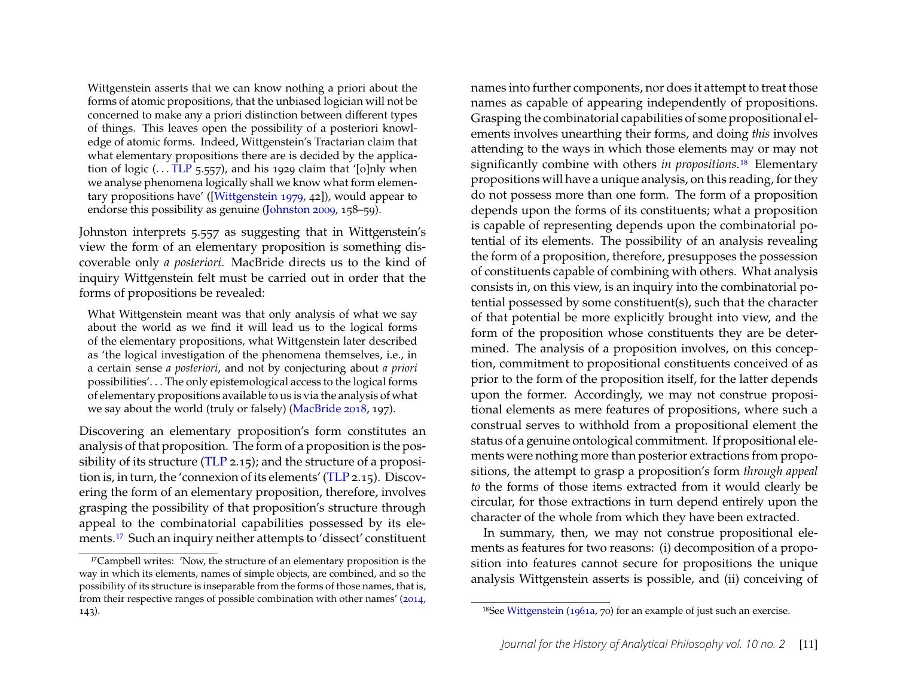> Wittgenstein asserts that we can know nothing a priori about the forms of atomic propositions, that the unbiased logician will not be concerned to make any a priori distinction between different types of things. This leaves open the possibility of a posteriori knowledge of atomic forms. Indeed, Wittgenstein's Tractarian claim that what elementary propositions there are is decided by the application of logic (. . . TLP 5.557), and his 1929 claim that '[o]nly when we analyse phenomena logically shall we know what form elementary propositions have' ([Wittgenstein 1979, 42]), would appear to endorse this possibility as genuine (Johnston 2009, 158–59).

Johnston interprets 5.557 as suggesting that in Wittgenstein's view the form of an elementary proposition is something discoverable only *a posteriori*. MacBride directs us to the kind of inquiry Wittgenstein felt must be carried out in order that the forms of propositions be revealed:

> What Wittgenstein meant was that only analysis of what we say about the world as we find it will lead us to the logical forms of the elementary propositions, what Wittgenstein later described as 'the logical investigation of the phenomena themselves, i.e., in a certain sense *a posteriori*, and not by conjecturing about *a priori* possibilities'. . . The only epistemological access to the logical forms of elementary propositions available to us is via the analysis of what we say about the world (truly or falsely) (MacBride 2018, 197).

Discovering an elementary proposition's form constitutes an analysis of that proposition. The form of a proposition is the possibility of its structure (TLP 2.15); and the structure of a proposition is, in turn, the 'connexion of its elements' (TLP 2.15). Discovering the form of an elementary proposition, therefore, involves grasping the possibility of that proposition's structure through appeal to the combinatorial capabilities possessed by its elements.[17] Such an inquiry neither attempts to 'dissect' constituent names into further components, nor does it attempt to treat those names as capable of appearing independently of propositions. Grasping the combinatorial capabilities of some propositional elements involves unearthing their forms, and doing *this* involves attending to the ways in which those elements may or may not significantly combine with others *in propositions*.[18] Elementary propositions will have a unique analysis, on this reading, for they do not possess more than one form. The form of a proposition depends upon the forms of its constituents; what a proposition is capable of representing depends upon the combinatorial potential of its elements. The possibility of an analysis revealing the form of a proposition, therefore, presupposes the possession of constituents capable of combining with others. What analysis consists in, on this view, is an inquiry into the combinatorial potential possessed by some constituent(s), such that the character of that potential be more explicitly brought into view, and the form of the proposition whose constituents they are be determined. The analysis of a proposition involves, on this conception, commitment to propositional constituents conceived of as prior to the form of the proposition itself, for the latter depends upon the former. Accordingly, we may not construe propositional elements as mere features of propositions, where such a construal serves to withhold from a propositional element the status of a genuine ontological commitment. If propositional elements were nothing more than posterior extractions from propositions, the attempt to grasp a proposition's form *through appeal to* the forms of those items extracted from it would clearly be circular, for those extractions in turn depend entirely upon the character of the whole from which they have been extracted.

In summary, then, we may not construe propositional elements as features for two reasons: (i) decomposition of a proposition into features cannot secure for propositions the unique analysis Wittgenstein asserts is possible, and (ii) conceiving of

[17] Campbell writes: 'Now, the structure of an elementary proposition is the way in which its elements, names of simple objects, are combined, and so the possibility of its structure is inseparable from the forms of those names, that is, from their respective ranges of possible combination with other names' (2014, 143).

[18] See Wittgenstein (1961a, 70) for an example of just such an exercise.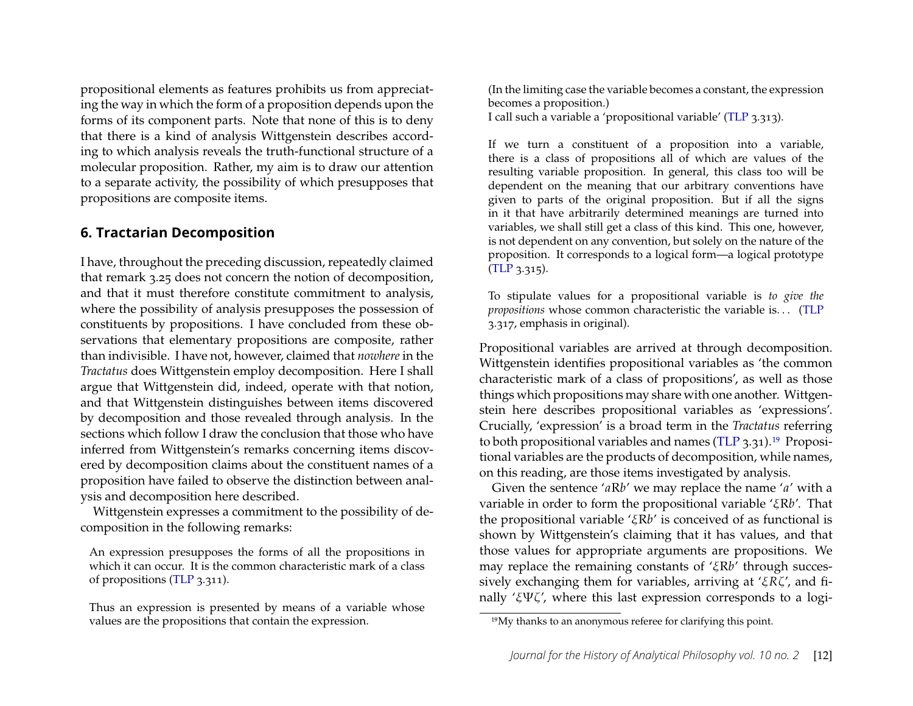propositional elements as features prohibits us from appreciating the way in which the form of a proposition depends upon the forms of its component parts. Note that none of this is to deny that there is a kind of analysis Wittgenstein describes according to which analysis reveals the truth-functional structure of a molecular proposition. Rather, my aim is to draw our attention to a separate activity, the possibility of which presupposes that propositions are composite items.

## 6. Tractarian Decomposition

I have, throughout the preceding discussion, repeatedly claimed that remark 3.25 does not concern the notion of decomposition, and that it must therefore constitute commitment to analysis, where the possibility of analysis presupposes the possession of constituents by propositions. I have concluded from these observations that elementary propositions are composite, rather than indivisible. I have not, however, claimed that *nowhere* in the *Tractatus* does Wittgenstein employ decomposition. Here I shall argue that Wittgenstein did, indeed, operate with that notion, and that Wittgenstein distinguishes between items discovered by decomposition and those revealed through analysis. In the sections which follow I draw the conclusion that those who have inferred from Wittgenstein's remarks concerning items discovered by decomposition claims about the constituent names of a proposition have failed to observe the distinction between analysis and decomposition here described.

Wittgenstein expresses a commitment to the possibility of decomposition in the following remarks:

> An expression presupposes the forms of all the propositions in which it can occur. It is the common characteristic mark of a class of propositions (TLP 3.311).

> Thus an expression is presented by means of a variable whose values are the propositions that contain the expression.
>
> (In the limiting case the variable becomes a constant, the expression becomes a proposition.)
>
> I call such a variable a 'propositional variable' (TLP 3.313).

> If we turn a constituent of a proposition into a variable, there is a class of propositions all of which are values of the resulting variable proposition. In general, this class too will be dependent on the meaning that our arbitrary conventions have given to parts of the original proposition. But if all the signs in it that have arbitrarily determined meanings are turned into variables, we shall still get a class of this kind. This one, however, is not dependent on any convention, but solely on the nature of the proposition. It corresponds to a logical form—a logical prototype (TLP 3.315).

> To stipulate values for a propositional variable is *to give the propositions* whose common characteristic the variable is... (TLP 3.317, emphasis in original).

Propositional variables are arrived at through decomposition. Wittgenstein identifies propositional variables as 'the common characteristic mark of a class of propositions', as well as those things which propositions may share with one another. Wittgenstein here describes propositional variables as 'expressions'. Crucially, 'expression' is a broad term in the *Tractatus* referring to both propositional variables and names (TLP 3.31).[19] Propositional variables are the products of decomposition, while names, on this reading, are those items investigated by analysis.

Given the sentence '$a$R$b$' we may replace the name '$a$' with a variable in order to form the propositional variable '$\xi$R$b$'. That the propositional variable '$\xi$R$b$' is conceived of as functional is shown by Wittgenstein's claiming that it has values, and that those values for appropriate arguments are propositions. We may replace the remaining constants of '$\xi$R$b$' through successively exchanging them for variables, arriving at '$\xi R\zeta$', and finally '$\xi\Psi\zeta$', where this last expression corresponds to a logi-

[19] My thanks to an anonymous referee for clarifying this point.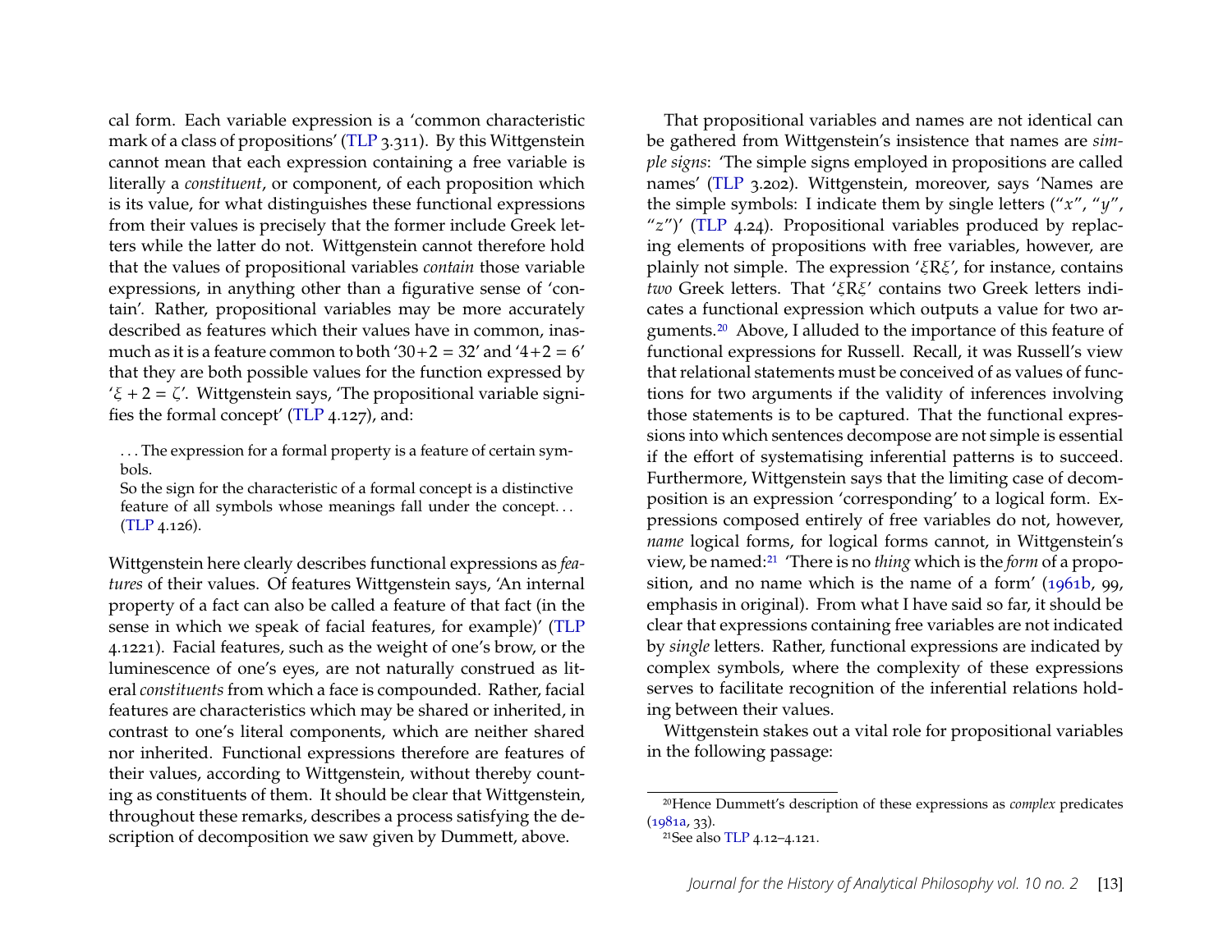cal form. Each variable expression is a 'common characteristic mark of a class of propositions' (TLP 3.311). By this Wittgenstein cannot mean that each expression containing a free variable is literally a *constituent*, or component, of each proposition which is its value, for what distinguishes these functional expressions from their values is precisely that the former include Greek letters while the latter do not. Wittgenstein cannot therefore hold that the values of propositional variables *contain* those variable expressions, in anything other than a figurative sense of 'contain'. Rather, propositional variables may be more accurately described as features which their values have in common, inasmuch as it is a feature common to both '$30+2 = 32$' and '$4+2 = 6$' that they are both possible values for the function expressed by '$\xi + 2 = \zeta$'. Wittgenstein says, 'The propositional variable signifies the formal concept' (TLP 4.127), and:

> . . . The expression for a formal property is a feature of certain symbols.
> So the sign for the characteristic of a formal concept is a distinctive feature of all symbols whose meanings fall under the concept. . . (TLP 4.126).

Wittgenstein here clearly describes functional expressions as *features* of their values. Of features Wittgenstein says, 'An internal property of a fact can also be called a feature of that fact (in the sense in which we speak of facial features, for example)' (TLP 4.1221). Facial features, such as the weight of one's brow, or the luminescence of one's eyes, are not naturally construed as literal *constituents* from which a face is compounded. Rather, facial features are characteristics which may be shared or inherited, in contrast to one's literal components, which are neither shared nor inherited. Functional expressions therefore are features of their values, according to Wittgenstein, without thereby counting as constituents of them. It should be clear that Wittgenstein, throughout these remarks, describes a process satisfying the description of decomposition we saw given by Dummett, above.

That propositional variables and names are not identical can be gathered from Wittgenstein's insistence that names are *simple signs*: 'The simple signs employed in propositions are called names' (TLP 3.202). Wittgenstein, moreover, says 'Names are the simple symbols: I indicate them by single letters ("$x$", "$y$", "$z$")' (TLP 4.24). Propositional variables produced by replacing elements of propositions with free variables, however, are plainly not simple. The expression '$\xi R \xi$', for instance, contains *two* Greek letters. That '$\xi R \xi$' contains two Greek letters indicates a functional expression which outputs a value for two arguments.[20] Above, I alluded to the importance of this feature of functional expressions for Russell. Recall, it was Russell's view that relational statements must be conceived of as values of functions for two arguments if the validity of inferences involving those statements is to be captured. That the functional expressions into which sentences decompose are not simple is essential if the effort of systematising inferential patterns is to succeed. Furthermore, Wittgenstein says that the limiting case of decomposition is an expression 'corresponding' to a logical form. Expressions composed entirely of free variables do not, however, *name* logical forms, for logical forms cannot, in Wittgenstein's view, be named:[21] 'There is no *thing* which is the *form* of a proposition, and no name which is the name of a form' (1961b, 99, emphasis in original). From what I have said so far, it should be clear that expressions containing free variables are not indicated by *single* letters. Rather, functional expressions are indicated by complex symbols, where the complexity of these expressions serves to facilitate recognition of the inferential relations holding between their values.

Wittgenstein stakes out a vital role for propositional variables in the following passage:

[20] Hence Dummett's description of these expressions as *complex* predicates (1981a, 33).

[21] See also TLP 4.12–4.121.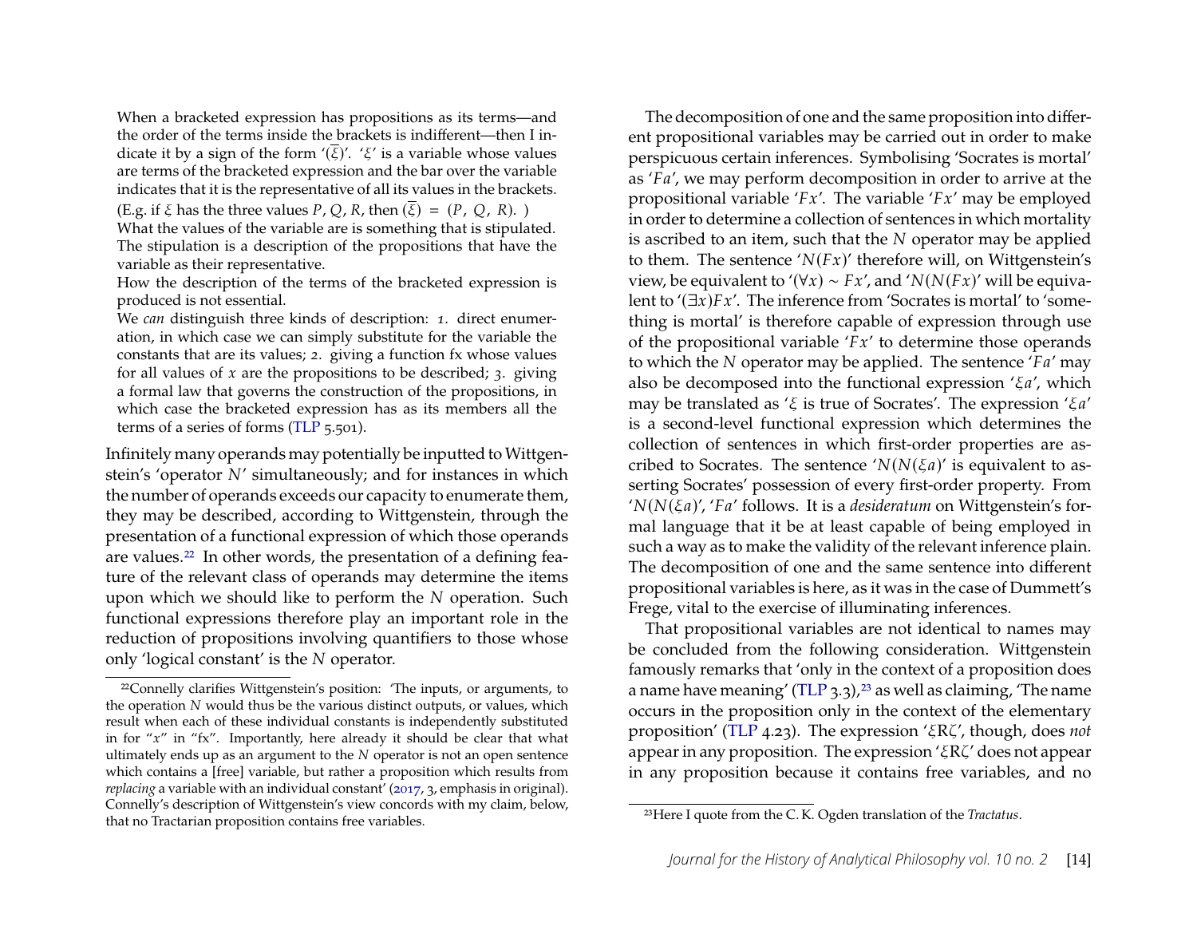> When a bracketed expression has propositions as its terms—and the order of the terms inside the brackets is indifferent—then I indicate it by a sign of the form '$(\overline{\xi})$'. '$\xi$' is a variable whose values are terms of the bracketed expression and the bar over the variable indicates that it is the representative of all its values in the brackets. (E.g. if $\xi$ has the three values $P$, $Q$, $R$, then $(\overline{\xi}) = (P, Q, R)$. )
> What the values of the variable are is something that is stipulated. The stipulation is a description of the propositions that have the variable as their representative.
> How the description of the terms of the bracketed expression is produced is not essential.
> We *can* distinguish three kinds of description: 1. direct enumeration, in which case we can simply substitute for the variable the constants that are its values; 2. giving a function fx whose values for all values of $x$ are the propositions to be described; 3. giving a formal law that governs the construction of the propositions, in which case the bracketed expression has as its members all the terms of a series of forms (TLP 5.501).

Infinitely many operands may potentially be inputted to Wittgenstein's 'operator $N$' simultaneously; and for instances in which the number of operands exceeds our capacity to enumerate them, they may be described, according to Wittgenstein, through the presentation of a functional expression of which those operands are values.[22] In other words, the presentation of a defining feature of the relevant class of operands may determine the items upon which we should like to perform the $N$ operation. Such functional expressions therefore play an important role in the reduction of propositions involving quantifiers to those whose only 'logical constant' is the $N$ operator.

The decomposition of one and the same proposition into different propositional variables may be carried out in order to make perspicuous certain inferences. Symbolising 'Socrates is mortal' as '$Fa$', we may perform decomposition in order to arrive at the propositional variable '$Fx$'. The variable '$Fx$' may be employed in order to determine a collection of sentences in which mortality is ascribed to an item, such that the $N$ operator may be applied to them. The sentence '$N(Fx)$' therefore will, on Wittgenstein's view, be equivalent to '$(\forall x) \sim Fx$', and '$N(N(Fx)$' will be equivalent to '$(\exists x)Fx$'. The inference from 'Socrates is mortal' to 'something is mortal' is therefore capable of expression through use of the propositional variable '$Fx$' to determine those operands to which the $N$ operator may be applied. The sentence '$Fa$' may also be decomposed into the functional expression '$\xi a$', which may be translated as '$\xi$ is true of Socrates'. The expression '$\xi a$' is a second-level functional expression which determines the collection of sentences in which first-order properties are ascribed to Socrates. The sentence '$N(N(\xi a)$' is equivalent to asserting Socrates' possession of every first-order property. From '$N(N(\xi a)$', '$Fa$' follows. It is a *desideratum* on Wittgenstein's formal language that it be at least capable of being employed in such a way as to make the validity of the relevant inference plain. The decomposition of one and the same sentence into different propositional variables is here, as it was in the case of Dummett's Frege, vital to the exercise of illuminating inferences.

That propositional variables are not identical to names may be concluded from the following consideration. Wittgenstein famously remarks that 'only in the context of a proposition does a name have meaning' (TLP 3.3),[23] as well as claiming, 'The name occurs in the proposition only in the context of the elementary proposition' (TLP 4.23). The expression '$\xi R \zeta$', though, does *not* appear in any proposition. The expression '$\xi R \zeta$' does not appear in any proposition because it contains free variables, and no

---

[22] Connelly clarifies Wittgenstein's position: 'The inputs, or arguments, to the operation $N$ would thus be the various distinct outputs, or values, which result when each of these individual constants is independently substituted in for "$x$" in "fx". Importantly, here already it should be clear that what ultimately ends up as an argument to the $N$ operator is not an open sentence which contains a [free] variable, but rather a proposition which results from *replacing* a variable with an individual constant' (2017, 3, emphasis in original). Connelly's description of Wittgenstein's view concords with my claim, below, that no Tractarian proposition contains free variables.

[23] Here I quote from the C. K. Ogden translation of the *Tractatus*.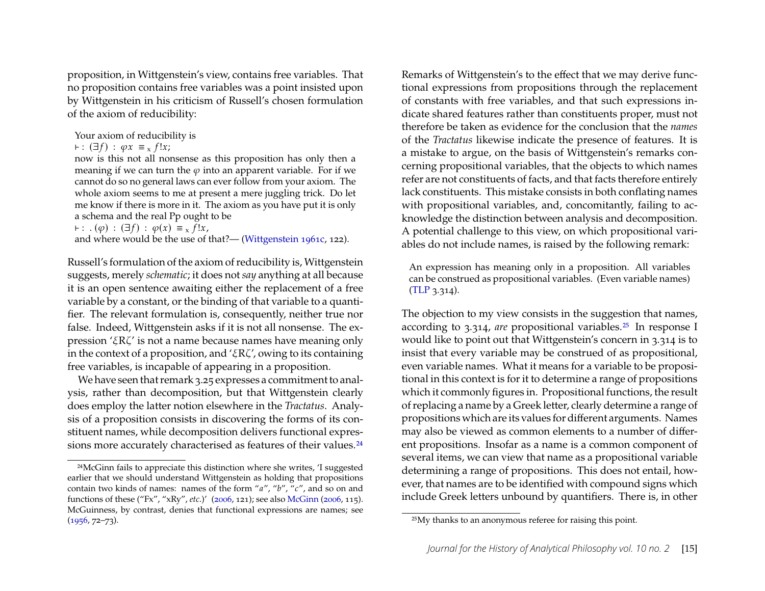proposition, in Wittgenstein's view, contains free variables. That no proposition contains free variables was a point insisted upon by Wittgenstein in his criticism of Russell's chosen formulation of the axiom of reducibility:

> Your axiom of reducibility is
> $\vdash : (\exists f) : \varphi x \equiv_x f!x;$
> now is this not all nonsense as this proposition has only then a meaning if we can turn the $\varphi$ into an apparent variable. For if we cannot do so no general laws can ever follow from your axiom. The whole axiom seems to me at present a mere juggling trick. Do let me know if there is more in it. The axiom as you have put it is only a schema and the real Pp ought to be
> $\vdash : . (\varphi) : (\exists f) : \varphi(x) \equiv_x f!x,$
> and where would be the use of that?— (Wittgenstein 1961c, 122).

Russell's formulation of the axiom of reducibility is, Wittgenstein suggests, merely *schematic*; it does not *say* anything at all because it is an open sentence awaiting either the replacement of a free variable by a constant, or the binding of that variable to a quantifier. The relevant formulation is, consequently, neither true nor false. Indeed, Wittgenstein asks if it is not all nonsense. The expression '$\xi R\zeta$' is not a name because names have meaning only in the context of a proposition, and '$\xi R\zeta$', owing to its containing free variables, is incapable of appearing in a proposition.

We have seen that remark 3.25 expresses a commitment to analysis, rather than decomposition, but that Wittgenstein clearly does employ the latter notion elsewhere in the *Tractatus*. Analysis of a proposition consists in discovering the forms of its constituent names, while decomposition delivers functional expressions more accurately characterised as features of their values.[24]

Remarks of Wittgenstein's to the effect that we may derive functional expressions from propositions through the replacement of constants with free variables, and that such expressions indicate shared features rather than constituents proper, must not therefore be taken as evidence for the conclusion that the *names* of the *Tractatus* likewise indicate the presence of features. It is a mistake to argue, on the basis of Wittgenstein's remarks concerning propositional variables, that the objects to which names refer are not constituents of facts, and that facts therefore entirely lack constituents. This mistake consists in both conflating names with propositional variables, and, concomitantly, failing to acknowledge the distinction between analysis and decomposition. A potential challenge to this view, on which propositional variables do not include names, is raised by the following remark:

> An expression has meaning only in a proposition. All variables can be construed as propositional variables. (Even variable names) (TLP 3.314).

The objection to my view consists in the suggestion that names, according to 3.314, *are* propositional variables.[25] In response I would like to point out that Wittgenstein's concern in 3.314 is to insist that every variable may be construed of as propositional, even variable names. What it means for a variable to be propositional in this context is for it to determine a range of propositions which it commonly figures in. Propositional functions, the result of replacing a name by a Greek letter, clearly determine a range of propositions which are its values for different arguments. Names may also be viewed as common elements to a number of different propositions. Insofar as a name is a common component of several items, we can view that name as a propositional variable determining a range of propositions. This does not entail, however, that names are to be identified with compound signs which include Greek letters unbound by quantifiers. There is, in other

[24] McGinn fails to appreciate this distinction where she writes, 'I suggested earlier that we should understand Wittgenstein as holding that propositions contain two kinds of names: names of the form "*a*", "*b*", "*c*", and so on and functions of these ("Fx", "xRy", *etc.*)' (2006, 121); see also McGinn (2006, 115). McGuinness, by contrast, denies that functional expressions are names; see (1956, 72–73).

[25] My thanks to an anonymous referee for raising this point.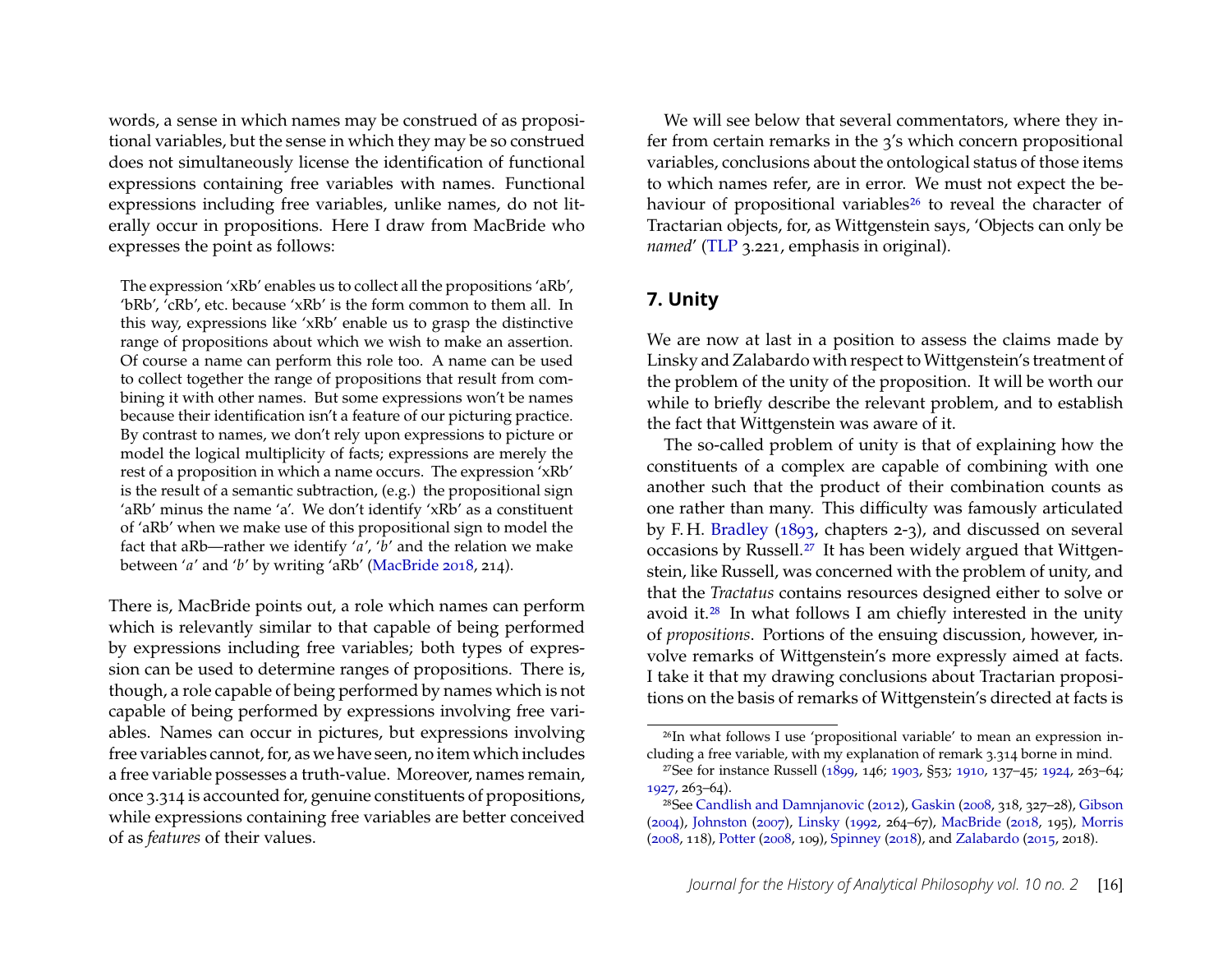words, a sense in which names may be construed of as propositional variables, but the sense in which they may be so construed does not simultaneously license the identification of functional expressions containing free variables with names. Functional expressions including free variables, unlike names, do not literally occur in propositions. Here I draw from MacBride who expresses the point as follows:

> The expression 'xRb' enables us to collect all the propositions 'aRb', 'bRb', 'cRb', etc. because 'xRb' is the form common to them all. In this way, expressions like 'xRb' enable us to grasp the distinctive range of propositions about which we wish to make an assertion. Of course a name can perform this role too. A name can be used to collect together the range of propositions that result from combining it with other names. But some expressions won't be names because their identification isn't a feature of our picturing practice. By contrast to names, we don't rely upon expressions to picture or model the logical multiplicity of facts; expressions are merely the rest of a proposition in which a name occurs. The expression 'xRb' is the result of a semantic subtraction, (e.g.) the propositional sign 'aRb' minus the name 'a'. We don't identify 'xRb' as a constituent of 'aRb' when we make use of this propositional sign to model the fact that aRb—rather we identify '*a*', '*b*' and the relation we make between '*a*' and '*b*' by writing 'aRb' (MacBride 2018, 214).

There is, MacBride points out, a role which names can perform which is relevantly similar to that capable of being performed by expressions including free variables; both types of expression can be used to determine ranges of propositions. There is, though, a role capable of being performed by names which is not capable of being performed by expressions involving free variables. Names can occur in pictures, but expressions involving free variables cannot, for, as we have seen, no item which includes a free variable possesses a truth-value. Moreover, names remain, once 3.314 is accounted for, genuine constituents of propositions, while expressions containing free variables are better conceived of as *features* of their values.

We will see below that several commentators, where they infer from certain remarks in the 3's which concern propositional variables, conclusions about the ontological status of those items to which names refer, are in error. We must not expect the behaviour of propositional variables[26] to reveal the character of Tractarian objects, for, as Wittgenstein says, 'Objects can only be *named*' (TLP 3.221, emphasis in original).

## 7. Unity

We are now at last in a position to assess the claims made by Linsky and Zalabardo with respect to Wittgenstein's treatment of the problem of the unity of the proposition. It will be worth our while to briefly describe the relevant problem, and to establish the fact that Wittgenstein was aware of it.

The so-called problem of unity is that of explaining how the constituents of a complex are capable of combining with one another such that the product of their combination counts as one rather than many. This difficulty was famously articulated by F. H. Bradley (1893, chapters 2-3), and discussed on several occasions by Russell.[27] It has been widely argued that Wittgenstein, like Russell, was concerned with the problem of unity, and that the *Tractatus* contains resources designed either to solve or avoid it.[28] In what follows I am chiefly interested in the unity of *propositions*. Portions of the ensuing discussion, however, involve remarks of Wittgenstein's more expressly aimed at facts. I take it that my drawing conclusions about Tractarian propositions on the basis of remarks of Wittgenstein's directed at facts is

[26] In what follows I use 'propositional variable' to mean an expression including a free variable, with my explanation of remark 3.314 borne in mind.

[27] See for instance Russell (1899, 146; 1903, §53; 1910, 137–45; 1924, 263–64; 1927, 263–64).

[28] See Candlish and Damnjanovic (2012), Gaskin (2008, 318, 327–28), Gibson (2004), Johnston (2007), Linsky (1992, 264–67), MacBride (2018, 195), Morris (2008, 118), Potter (2008, 109), Spinney (2018), and Zalabardo (2015, 2018).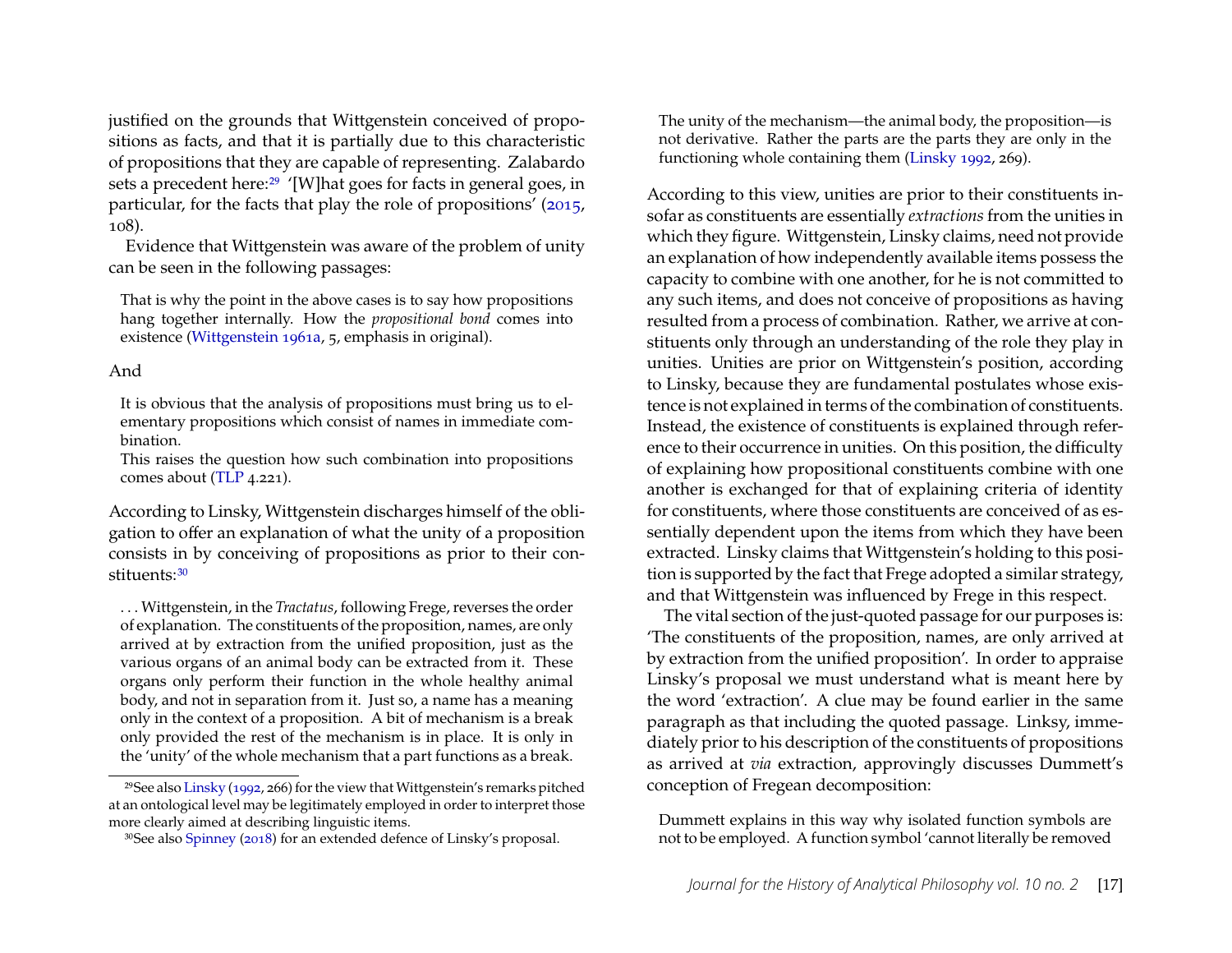justified on the grounds that Wittgenstein conceived of propositions as facts, and that it is partially due to this characteristic of propositions that they are capable of representing. Zalabardo sets a precedent here:[29] '[W]hat goes for facts in general goes, in particular, for the facts that play the role of propositions' (2015, 108).

Evidence that Wittgenstein was aware of the problem of unity can be seen in the following passages:

> That is why the point in the above cases is to say how propositions hang together internally. How the *propositional bond* comes into existence (Wittgenstein 1961a, 5, emphasis in original).

And

> It is obvious that the analysis of propositions must bring us to elementary propositions which consist of names in immediate combination.
> This raises the question how such combination into propositions comes about (TLP 4.221).

According to Linsky, Wittgenstein discharges himself of the obligation to offer an explanation of what the unity of a proposition consists in by conceiving of propositions as prior to their constituents:[30]

> . . . Wittgenstein, in the *Tractatus*, following Frege, reverses the order of explanation. The constituents of the proposition, names, are only arrived at by extraction from the unified proposition, just as the various organs of an animal body can be extracted from it. These organs only perform their function in the whole healthy animal body, and not in separation from it. Just so, a name has a meaning only in the context of a proposition. A bit of mechanism is a break only provided the rest of the mechanism is in place. It is only in the 'unity' of the whole mechanism that a part functions as a break. The unity of the mechanism—the animal body, the proposition—is not derivative. Rather the parts are the parts they are only in the functioning whole containing them (Linsky 1992, 269).

According to this view, unities are prior to their constituents insofar as constituents are essentially *extractions* from the unities in which they figure. Wittgenstein, Linsky claims, need not provide an explanation of how independently available items possess the capacity to combine with one another, for he is not committed to any such items, and does not conceive of propositions as having resulted from a process of combination. Rather, we arrive at constituents only through an understanding of the role they play in unities. Unities are prior on Wittgenstein's position, according to Linsky, because they are fundamental postulates whose existence is not explained in terms of the combination of constituents. Instead, the existence of constituents is explained through reference to their occurrence in unities. On this position, the difficulty of explaining how propositional constituents combine with one another is exchanged for that of explaining criteria of identity for constituents, where those constituents are conceived of as essentially dependent upon the items from which they have been extracted. Linsky claims that Wittgenstein's holding to this position is supported by the fact that Frege adopted a similar strategy, and that Wittgenstein was influenced by Frege in this respect.

The vital section of the just-quoted passage for our purposes is: 'The constituents of the proposition, names, are only arrived at by extraction from the unified proposition'. In order to appraise Linsky's proposal we must understand what is meant here by the word 'extraction'. A clue may be found earlier in the same paragraph as that including the quoted passage. Linksy, immediately prior to his description of the constituents of propositions as arrived at *via* extraction, approvingly discusses Dummett's conception of Fregean decomposition:

> Dummett explains in this way why isolated function symbols are not to be employed. A function symbol 'cannot literally be removed

[29] See also Linsky (1992, 266) for the view that Wittgenstein's remarks pitched at an ontological level may be legitimately employed in order to interpret those more clearly aimed at describing linguistic items.

[30] See also Spinney (2018) for an extended defence of Linsky's proposal.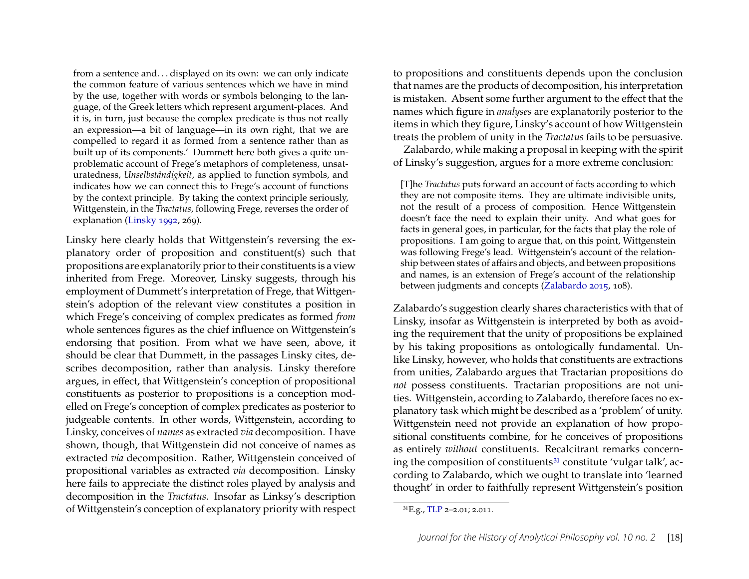from a sentence and. . . displayed on its own: we can only indicate the common feature of various sentences which we have in mind by the use, together with words or symbols belonging to the language, of the Greek letters which represent argument-places. And it is, in turn, just because the complex predicate is thus not really an expression—a bit of language—in its own right, that we are compelled to regard it as formed from a sentence rather than as built up of its components.' Dummett here both gives a quite unproblematic account of Frege's metaphors of completeness, unsaturatedness, *Unselbständigkeit*, as applied to function symbols, and indicates how we can connect this to Frege's account of functions by the context principle. By taking the context principle seriously, Wittgenstein, in the *Tractatus*, following Frege, reverses the order of explanation (Linsky 1992, 269).

Linsky here clearly holds that Wittgenstein's reversing the explanatory order of proposition and constituent(s) such that propositions are explanatorily prior to their constituents is a view inherited from Frege. Moreover, Linsky suggests, through his employment of Dummett's interpretation of Frege, that Wittgenstein's adoption of the relevant view constitutes a position in which Frege's conceiving of complex predicates as formed *from* whole sentences figures as the chief influence on Wittgenstein's endorsing that position. From what we have seen, above, it should be clear that Dummett, in the passages Linsky cites, describes decomposition, rather than analysis. Linsky therefore argues, in effect, that Wittgenstein's conception of propositional constituents as posterior to propositions is a conception modelled on Frege's conception of complex predicates as posterior to judgeable contents. In other words, Wittgenstein, according to Linsky, conceives of *names* as extracted *via* decomposition. I have shown, though, that Wittgenstein did not conceive of names as extracted *via* decomposition. Rather, Wittgenstein conceived of propositional variables as extracted *via* decomposition. Linsky here fails to appreciate the distinct roles played by analysis and decomposition in the *Tractatus*. Insofar as Linksy's description of Wittgenstein's conception of explanatory priority with respect to propositions and constituents depends upon the conclusion that names are the products of decomposition, his interpretation is mistaken. Absent some further argument to the effect that the names which figure in *analyses* are explanatorily posterior to the items in which they figure, Linsky's account of how Wittgenstein treats the problem of unity in the *Tractatus* fails to be persuasive.

Zalabardo, while making a proposal in keeping with the spirit of Linsky's suggestion, argues for a more extreme conclusion:

> [T]he *Tractatus* puts forward an account of facts according to which they are not composite items. They are ultimate indivisible units, not the result of a process of composition. Hence Wittgenstein doesn't face the need to explain their unity. And what goes for facts in general goes, in particular, for the facts that play the role of propositions. I am going to argue that, on this point, Wittgenstein was following Frege's lead. Wittgenstein's account of the relationship between states of affairs and objects, and between propositions and names, is an extension of Frege's account of the relationship between judgments and concepts (Zalabardo 2015, 108).

Zalabardo's suggestion clearly shares characteristics with that of Linsky, insofar as Wittgenstein is interpreted by both as avoiding the requirement that the unity of propositions be explained by his taking propositions as ontologically fundamental. Unlike Linsky, however, who holds that constituents are extractions from unities, Zalabardo argues that Tractarian propositions do *not* possess constituents. Tractarian propositions are not unities. Wittgenstein, according to Zalabardo, therefore faces no explanatory task which might be described as a 'problem' of unity. Wittgenstein need not provide an explanation of how propositional constituents combine, for he conceives of propositions as entirely *without* constituents. Recalcitrant remarks concerning the composition of constituents[31] constitute 'vulgar talk', according to Zalabardo, which we ought to translate into 'learned thought' in order to faithfully represent Wittgenstein's position

[31] E.g., TLP 2–2.01; 2.011.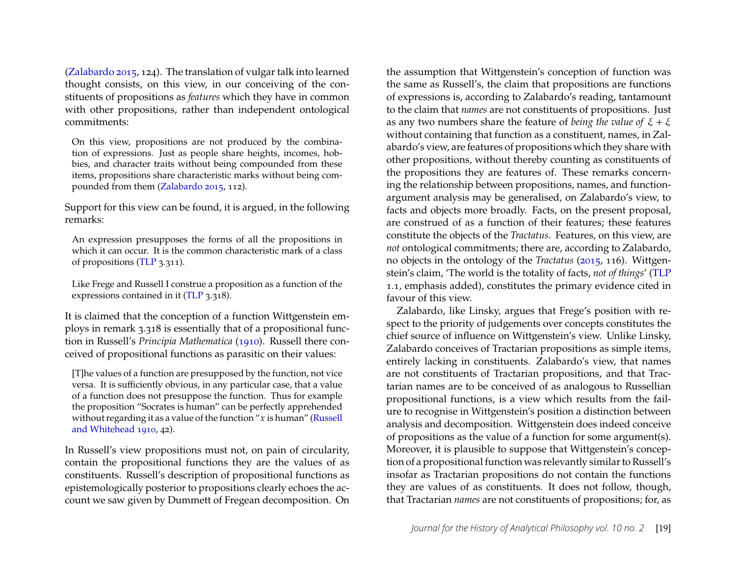(Zalabardo 2015, 124). The translation of vulgar talk into learned thought consists, on this view, in our conceiving of the constituents of propositions as *features* which they have in common with other propositions, rather than independent ontological commitments:

> On this view, propositions are not produced by the combination of expressions. Just as people share heights, incomes, hobbies, and character traits without being compounded from these items, propositions share characteristic marks without being compounded from them (Zalabardo 2015, 112).

Support for this view can be found, it is argued, in the following remarks:

> An expression presupposes the forms of all the propositions in which it can occur. It is the common characteristic mark of a class of propositions (TLP 3.311).

> Like Frege and Russell I construe a proposition as a function of the expressions contained in it (TLP 3.318).

It is claimed that the conception of a function Wittgenstein employs in remark 3.318 is essentially that of a propositional function in Russell's *Principia Mathematica* (1910). Russell there conceived of propositional functions as parasitic on their values:

> [T]he values of a function are presupposed by the function, not vice versa. It is sufficiently obvious, in any particular case, that a value of a function does not presuppose the function. Thus for example the proposition "Socrates is human" can be perfectly apprehended without regarding it as a value of the function "$x$ is human" (Russell and Whitehead 1910, 42).

In Russell's view propositions must not, on pain of circularity, contain the propositional functions they are the values of as constituents. Russell's description of propositional functions as epistemologically posterior to propositions clearly echoes the account we saw given by Dummett of Fregean decomposition. On the assumption that Wittgenstein's conception of function was the same as Russell's, the claim that propositions are functions of expressions is, according to Zalabardo's reading, tantamount to the claim that *names* are not constituents of propositions. Just as any two numbers share the feature of *being the value of* $\xi + \xi$ without containing that function as a constituent, names, in Zalabardo's view, are features of propositions which they share with other propositions, without thereby counting as constituents of the propositions they are features of. These remarks concerning the relationship between propositions, names, and function-argument analysis may be generalised, on Zalabardo's view, to facts and objects more broadly. Facts, on the present proposal, are construed of as a function of their features; these features constitute the objects of the *Tractatus*. Features, on this view, are *not* ontological commitments; there are, according to Zalabardo, no objects in the ontology of the *Tractatus* (2015, 116). Wittgenstein's claim, 'The world is the totality of facts, *not of things*' (TLP 1.1, emphasis added), constitutes the primary evidence cited in favour of this view.

Zalabardo, like Linsky, argues that Frege's position with respect to the priority of judgements over concepts constitutes the chief source of influence on Wittgenstein's view. Unlike Linsky, Zalabardo conceives of Tractarian propositions as simple items, entirely lacking in constituents. Zalabardo's view, that names are not constituents of Tractarian propositions, and that Tractarian names are to be conceived of as analogous to Russellian propositional functions, is a view which results from the failure to recognise in Wittgenstein's position a distinction between analysis and decomposition. Wittgenstein does indeed conceive of propositions as the value of a function for some argument(s). Moreover, it is plausible to suppose that Wittgenstein's conception of a propositional function was relevantly similar to Russell's insofar as Tractarian propositions do not contain the functions they are values of as constituents. It does not follow, though, that Tractarian *names* are not constituents of propositions; for, as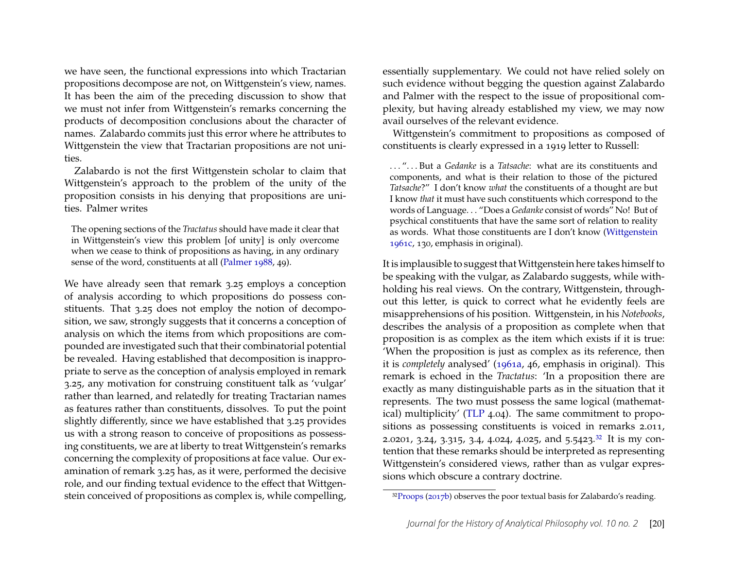we have seen, the functional expressions into which Tractarian propositions decompose are not, on Wittgenstein's view, names. It has been the aim of the preceding discussion to show that we must not infer from Wittgenstein's remarks concerning the products of decomposition conclusions about the character of names. Zalabardo commits just this error where he attributes to Wittgenstein the view that Tractarian propositions are not unities.

Zalabardo is not the first Wittgenstein scholar to claim that Wittgenstein's approach to the problem of the unity of the proposition consists in his denying that propositions are unities. Palmer writes

> The opening sections of the *Tractatus* should have made it clear that in Wittgenstein's view this problem [of unity] is only overcome when we cease to think of propositions as having, in any ordinary sense of the word, constituents at all (Palmer 1988, 49).

We have already seen that remark 3.25 employs a conception of analysis according to which propositions do possess constituents. That 3.25 does not employ the notion of decomposition, we saw, strongly suggests that it concerns a conception of analysis on which the items from which propositions are compounded are investigated such that their combinatorial potential be revealed. Having established that decomposition is inappropriate to serve as the conception of analysis employed in remark 3.25, any motivation for construing constituent talk as 'vulgar' rather than learned, and relatedly for treating Tractarian names as features rather than constituents, dissolves. To put the point slightly differently, since we have established that 3.25 provides us with a strong reason to conceive of propositions as possessing constituents, we are at liberty to treat Wittgenstein's remarks concerning the complexity of propositions at face value. Our examination of remark 3.25 has, as it were, performed the decisive role, and our finding textual evidence to the effect that Wittgenstein conceived of propositions as complex is, while compelling, essentially supplementary. We could not have relied solely on such evidence without begging the question against Zalabardo and Palmer with the respect to the issue of propositional complexity, but having already established my view, we may now avail ourselves of the relevant evidence.

Wittgenstein's commitment to propositions as composed of constituents is clearly expressed in a 1919 letter to Russell:

> . . . ". . . But a *Gedanke* is a *Tatsache*: what are its constituents and components, and what is their relation to those of the pictured *Tatsache*?" I don't know *what* the constituents of a thought are but I know *that* it must have such constituents which correspond to the words of Language. . . "Does a *Gedanke* consist of words" No! But of psychical constituents that have the same sort of relation to reality as words. What those constituents are I don't know (Wittgenstein 1961c, 130, emphasis in original).

It is implausible to suggest that Wittgenstein here takes himself to be speaking with the vulgar, as Zalabardo suggests, while withholding his real views. On the contrary, Wittgenstein, throughout this letter, is quick to correct what he evidently feels are misapprehensions of his position. Wittgenstein, in his *Notebooks*, describes the analysis of a proposition as complete when that proposition is as complex as the item which exists if it is true: 'When the proposition is just as complex as its reference, then it is *completely* analysed' (1961a, 46, emphasis in original). This remark is echoed in the *Tractatus*: 'In a proposition there are exactly as many distinguishable parts as in the situation that it represents. The two must possess the same logical (mathematical) multiplicity' (TLP 4.04). The same commitment to propositions as possessing constituents is voiced in remarks 2.011, 2.0201, 3.24, 3.315, 3.4, 4.024, 4.025, and 5.5423.[32] It is my contention that these remarks should be interpreted as representing Wittgenstein's considered views, rather than as vulgar expressions which obscure a contrary doctrine.

[32] Proops (2017b) observes the poor textual basis for Zalabardo's reading.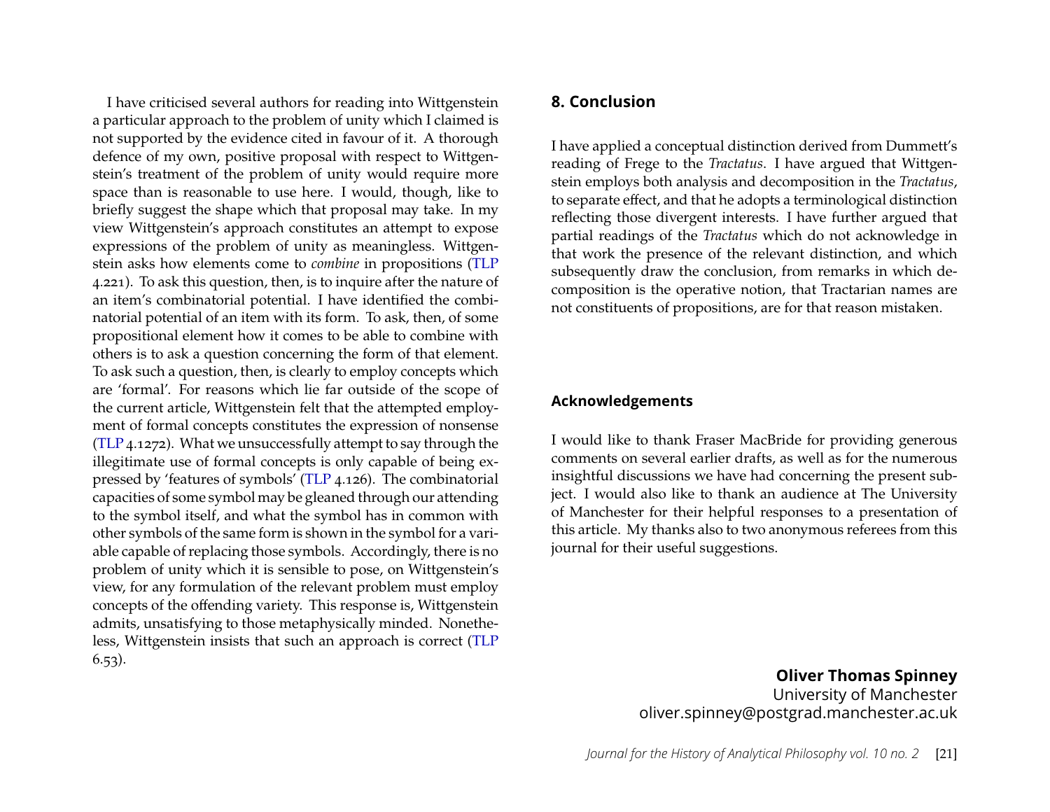I have criticised several authors for reading into Wittgenstein a particular approach to the problem of unity which I claimed is not supported by the evidence cited in favour of it. A thorough defence of my own, positive proposal with respect to Wittgenstein's treatment of the problem of unity would require more space than is reasonable to use here. I would, though, like to briefly suggest the shape which that proposal may take. In my view Wittgenstein's approach constitutes an attempt to expose expressions of the problem of unity as meaningless. Wittgenstein asks how elements come to *combine* in propositions (TLP 4.221). To ask this question, then, is to inquire after the nature of an item's combinatorial potential. I have identified the combinatorial potential of an item with its form. To ask, then, of some propositional element how it comes to be able to combine with others is to ask a question concerning the form of that element. To ask such a question, then, is clearly to employ concepts which are 'formal'. For reasons which lie far outside of the scope of the current article, Wittgenstein felt that the attempted employment of formal concepts constitutes the expression of nonsense (TLP 4.1272). What we unsuccessfully attempt to say through the illegitimate use of formal concepts is only capable of being expressed by 'features of symbols' (TLP 4.126). The combinatorial capacities of some symbol may be gleaned through our attending to the symbol itself, and what the symbol has in common with other symbols of the same form is shown in the symbol for a variable capable of replacing those symbols. Accordingly, there is no problem of unity which it is sensible to pose, on Wittgenstein's view, for any formulation of the relevant problem must employ concepts of the offending variety. This response is, Wittgenstein admits, unsatisfying to those metaphysically minded. Nonetheless, Wittgenstein insists that such an approach is correct (TLP 6.53).

## 8. Conclusion

I have applied a conceptual distinction derived from Dummett's reading of Frege to the *Tractatus*. I have argued that Wittgenstein employs both analysis and decomposition in the *Tractatus*, to separate effect, and that he adopts a terminological distinction reflecting those divergent interests. I have further argued that partial readings of the *Tractatus* which do not acknowledge in that work the presence of the relevant distinction, and which subsequently draw the conclusion, from remarks in which decomposition is the operative notion, that Tractarian names are not constituents of propositions, are for that reason mistaken.

### Acknowledgements

I would like to thank Fraser MacBride for providing generous comments on several earlier drafts, as well as for the numerous insightful discussions we have had concerning the present subject. I would also like to thank an audience at The University of Manchester for their helpful responses to a presentation of this article. My thanks also to two anonymous referees from this journal for their useful suggestions.

**Oliver Thomas Spinney**
University of Manchester
oliver.spinney@postgrad.manchester.ac.uk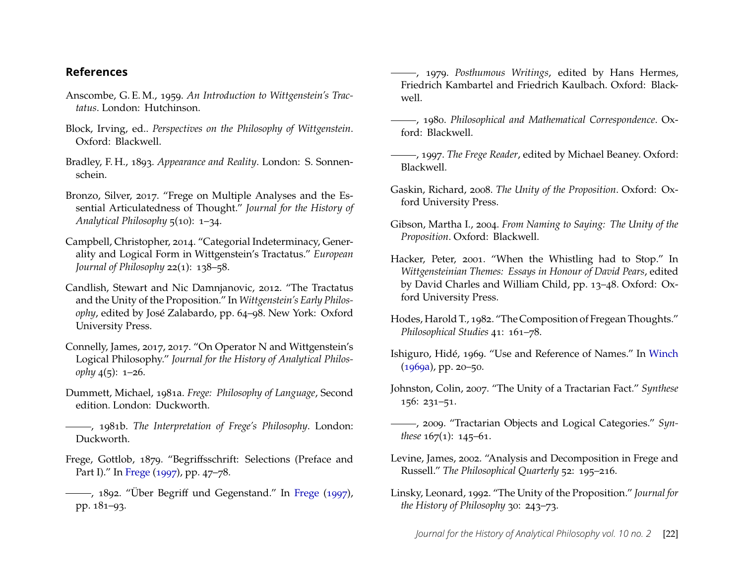## References

Anscombe, G. E. M., 1959. *An Introduction to Wittgenstein's Tractatus*. London: Hutchinson.

Block, Irving, ed.. *Perspectives on the Philosophy of Wittgenstein*. Oxford: Blackwell.

Bradley, F. H., 1893. *Appearance and Reality*. London: S. Sonnenschein.

Bronzo, Silver, 2017. "Frege on Multiple Analyses and the Essential Articulatedness of Thought." *Journal for the History of Analytical Philosophy* 5(10): 1–34.

Campbell, Christopher, 2014. "Categorial Indeterminacy, Generality and Logical Form in Wittgenstein's Tractatus." *European Journal of Philosophy* 22(1): 138–58.

Candlish, Stewart and Nic Damnjanovic, 2012. "The Tractatus and the Unity of the Proposition." In *Wittgenstein's Early Philosophy*, edited by José Zalabardo, pp. 64–98. New York: Oxford University Press.

Connelly, James, 2017, 2017. "On Operator N and Wittgenstein's Logical Philosophy." *Journal for the History of Analytical Philosophy* 4(5): 1–26.

Dummett, Michael, 1981a. *Frege: Philosophy of Language*, Second edition. London: Duckworth.

———, 1981b. *The Interpretation of Frege's Philosophy*. London: Duckworth.

Frege, Gottlob, 1879. "Begriffsschrift: Selections (Preface and Part I)." In Frege (1997), pp. 47–78.

———, 1892. "Über Begriff und Gegenstand." In Frege (1997), pp. 181–93.

———, 1979. *Posthumous Writings*, edited by Hans Hermes, Friedrich Kambartel and Friedrich Kaulbach. Oxford: Blackwell.

———, 1980. *Philosophical and Mathematical Correspondence*. Oxford: Blackwell.

———, 1997. *The Frege Reader*, edited by Michael Beaney. Oxford: Blackwell.

Gaskin, Richard, 2008. *The Unity of the Proposition*. Oxford: Oxford University Press.

Gibson, Martha I., 2004. *From Naming to Saying: The Unity of the Proposition*. Oxford: Blackwell.

Hacker, Peter, 2001. "When the Whistling had to Stop." In *Wittgensteinian Themes: Essays in Honour of David Pears*, edited by David Charles and William Child, pp. 13–48. Oxford: Oxford University Press.

Hodes, Harold T., 1982. "The Composition of Fregean Thoughts." *Philosophical Studies* 41: 161–78.

Ishiguro, Hidé, 1969. "Use and Reference of Names." In Winch (1969a), pp. 20–50.

Johnston, Colin, 2007. "The Unity of a Tractarian Fact." *Synthese* 156: 231–51.

———, 2009. "Tractarian Objects and Logical Categories." *Synthese* 167(1): 145–61.

Levine, James, 2002. "Analysis and Decomposition in Frege and Russell." *The Philosophical Quarterly* 52: 195–216.

Linsky, Leonard, 1992. "The Unity of the Proposition." *Journal for the History of Philosophy* 30: 243–73.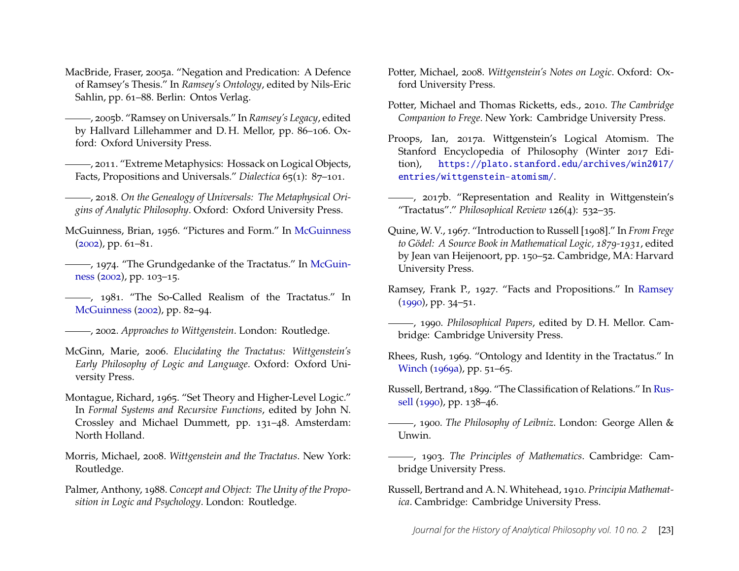MacBride, Fraser, 2005a. "Negation and Predication: A Defence of Ramsey's Thesis." In *Ramsey's Ontology*, edited by Nils-Eric Sahlin, pp. 61–88. Berlin: Ontos Verlag.

———, 2005b. "Ramsey on Universals." In *Ramsey's Legacy*, edited by Hallvard Lillehammer and D. H. Mellor, pp. 86–106. Oxford: Oxford University Press.

———, 2011. "Extreme Metaphysics: Hossack on Logical Objects, Facts, Propositions and Universals." *Dialectica* 65(1): 87–101.

———, 2018. *On the Genealogy of Universals: The Metaphysical Origins of Analytic Philosophy*. Oxford: Oxford University Press.

McGuinness, Brian, 1956. "Pictures and Form." In McGuinness (2002), pp. 61–81.

———, 1974. "The Grundgedanke of the Tractatus." In McGuinness (2002), pp. 103–15.

———, 1981. "The So-Called Realism of the Tractatus." In McGuinness (2002), pp. 82–94.

———, 2002. *Approaches to Wittgenstein*. London: Routledge.

McGinn, Marie, 2006. *Elucidating the Tractatus: Wittgenstein's Early Philosophy of Logic and Language*. Oxford: Oxford University Press.

Montague, Richard, 1965. "Set Theory and Higher-Level Logic." In *Formal Systems and Recursive Functions*, edited by John N. Crossley and Michael Dummett, pp. 131–48. Amsterdam: North Holland.

Morris, Michael, 2008. *Wittgenstein and the Tractatus*. New York: Routledge.

Palmer, Anthony, 1988. *Concept and Object: The Unity of the Proposition in Logic and Psychology*. London: Routledge.

Potter, Michael, 2008. *Wittgenstein's Notes on Logic*. Oxford: Oxford University Press.

Potter, Michael and Thomas Ricketts, eds., 2010. *The Cambridge Companion to Frege*. New York: Cambridge University Press.

Proops, Ian, 2017a. Wittgenstein's Logical Atomism. The Stanford Encyclopedia of Philosophy (Winter 2017 Edition), https://plato.stanford.edu/archives/win2017/entries/wittgenstein-atomism/.

———, 2017b. "Representation and Reality in Wittgenstein's "Tractatus"." *Philosophical Review* 126(4): 532–35.

Quine, W. V., 1967. "Introduction to Russell [1908]." In *From Frege to Gödel: A Source Book in Mathematical Logic, 1879-1931*, edited by Jean van Heijenoort, pp. 150–52. Cambridge, MA: Harvard University Press.

Ramsey, Frank P., 1927. "Facts and Propositions." In Ramsey (1990), pp. 34–51.

———, 1990. *Philosophical Papers*, edited by D. H. Mellor. Cambridge: Cambridge University Press.

Rhees, Rush, 1969. "Ontology and Identity in the Tractatus." In Winch (1969a), pp. 51–65.

Russell, Bertrand, 1899. "The Classification of Relations." In Russell (1990), pp. 138–46.

———, 1900. *The Philosophy of Leibniz*. London: George Allen & Unwin.

———, 1903. *The Principles of Mathematics*. Cambridge: Cambridge University Press.

Russell, Bertrand and A. N. Whitehead, 1910. *Principia Mathematica*. Cambridge: Cambridge University Press.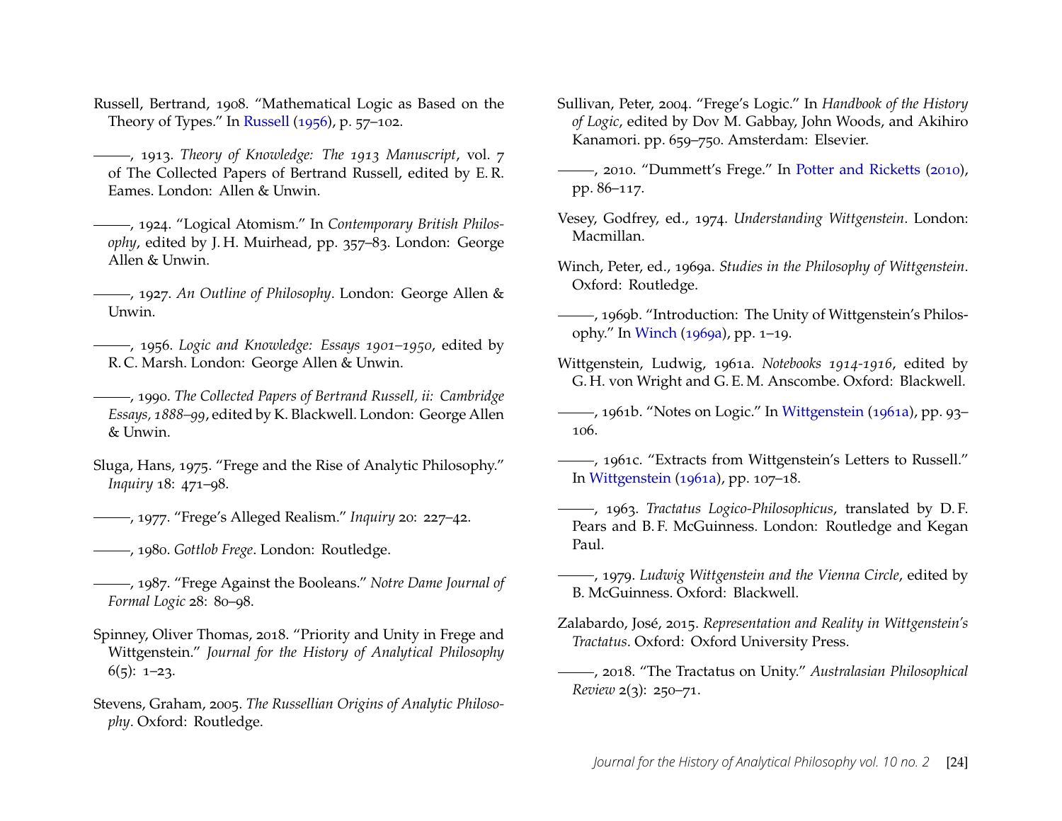Russell, Bertrand, 1908. "Mathematical Logic as Based on the Theory of Types." In Russell (1956), p. 57–102.

———, 1913. *Theory of Knowledge: The 1913 Manuscript*, vol. 7 of The Collected Papers of Bertrand Russell, edited by E. R. Eames. London: Allen & Unwin.

———, 1924. "Logical Atomism." In *Contemporary British Philosophy*, edited by J. H. Muirhead, pp. 357–83. London: George Allen & Unwin.

———, 1927. *An Outline of Philosophy*. London: George Allen & Unwin.

———, 1956. *Logic and Knowledge: Essays 1901–1950*, edited by R. C. Marsh. London: George Allen & Unwin.

———, 1990. *The Collected Papers of Bertrand Russell, ii: Cambridge Essays, 1888–99*, edited by K. Blackwell. London: George Allen & Unwin.

Sluga, Hans, 1975. "Frege and the Rise of Analytic Philosophy." *Inquiry* 18: 471–98.

———, 1977. "Frege's Alleged Realism." *Inquiry* 20: 227–42.

———, 1980. *Gottlob Frege*. London: Routledge.

———, 1987. "Frege Against the Booleans." *Notre Dame Journal of Formal Logic* 28: 80–98.

Spinney, Oliver Thomas, 2018. "Priority and Unity in Frege and Wittgenstein." *Journal for the History of Analytical Philosophy* 6(5): 1–23.

Stevens, Graham, 2005. *The Russellian Origins of Analytic Philosophy*. Oxford: Routledge.

Sullivan, Peter, 2004. "Frege's Logic." In *Handbook of the History of Logic*, edited by Dov M. Gabbay, John Woods, and Akihiro Kanamori. pp. 659–750. Amsterdam: Elsevier.

———, 2010. "Dummett's Frege." In Potter and Ricketts (2010), pp. 86–117.

Vesey, Godfrey, ed., 1974. *Understanding Wittgenstein*. London: Macmillan.

Winch, Peter, ed., 1969a. *Studies in the Philosophy of Wittgenstein*. Oxford: Routledge.

———, 1969b. "Introduction: The Unity of Wittgenstein's Philosophy." In Winch (1969a), pp. 1–19.

Wittgenstein, Ludwig, 1961a. *Notebooks 1914-1916*, edited by G. H. von Wright and G. E. M. Anscombe. Oxford: Blackwell.

———, 1961b. "Notes on Logic." In Wittgenstein (1961a), pp. 93–106.

———, 1961c. "Extracts from Wittgenstein's Letters to Russell." In Wittgenstein (1961a), pp. 107–18.

———, 1963. *Tractatus Logico-Philosophicus*, translated by D. F. Pears and B. F. McGuinness. London: Routledge and Kegan Paul.

———, 1979. *Ludwig Wittgenstein and the Vienna Circle*, edited by B. McGuinness. Oxford: Blackwell.

Zalabardo, José, 2015. *Representation and Reality in Wittgenstein's Tractatus*. Oxford: Oxford University Press.

———, 2018. "The Tractatus on Unity." *Australasian Philosophical Review* 2(3): 250–71.